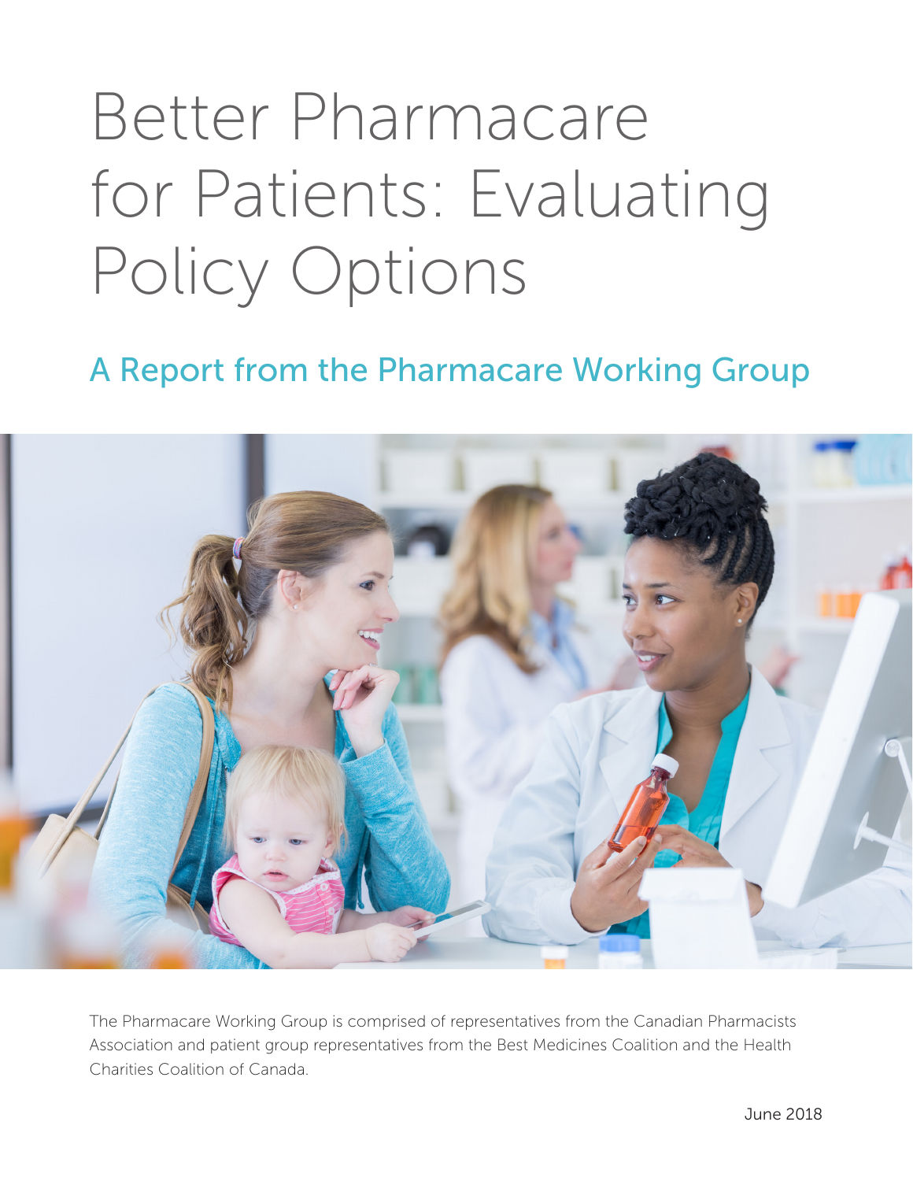# Better Pharmacare for Patients: Evaluating Policy Options

## A Report from the Pharmacare Working Group

The Pharmacare Working Group is comprised of representatives from the Canadian Pharmacists Association and patient group representatives from the Best Medicines Coalition and the Health Charities Coalition of Canada.

June 2018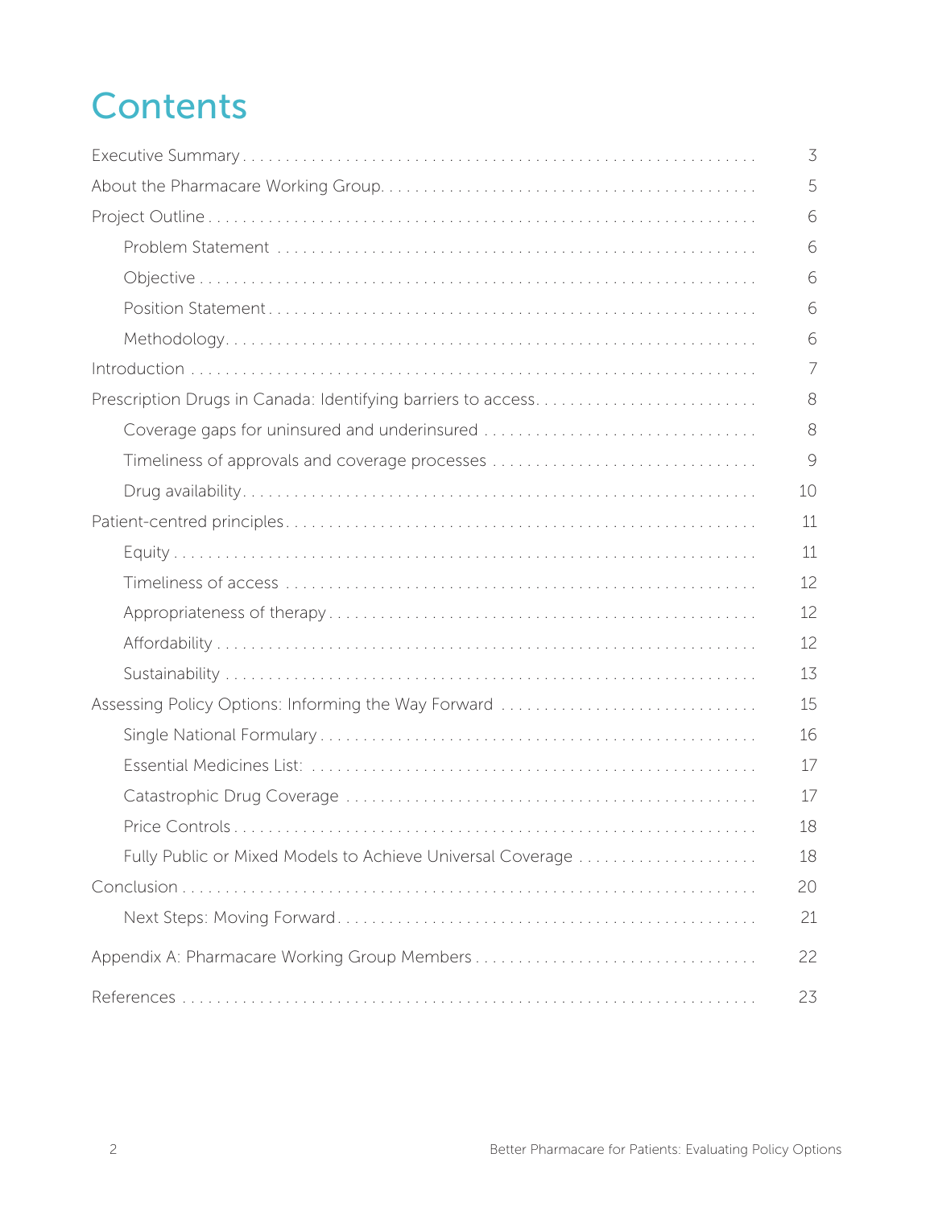# Contents

| | |
|---|---|
| Executive Summary | 3 |
| About the Pharmacare Working Group | 5 |
| Project Outline | 6 |
| Problem Statement | 6 |
| Objective | 6 |
| Position Statement | 6 |
| Methodology | 6 |
| Introduction | 7 |
| Prescription Drugs in Canada: Identifying barriers to access | 8 |
| Coverage gaps for uninsured and underinsured | 8 |
| Timeliness of approvals and coverage processes | 9 |
| Drug availability | 10 |
| Patient-centred principles | 11 |
| Equity | 11 |
| Timeliness of access | 12 |
| Appropriateness of therapy | 12 |
| Affordability | 12 |
| Sustainability | 13 |
| Assessing Policy Options: Informing the Way Forward | 15 |
| Single National Formulary | 16 |
| Essential Medicines List: | 17 |
| Catastrophic Drug Coverage | 17 |
| Price Controls | 18 |
| Fully Public or Mixed Models to Achieve Universal Coverage | 18 |
| Conclusion | 20 |
| Next Steps: Moving Forward | 21 |
| Appendix A: Pharmacare Working Group Members | 22 |
| References | 23 |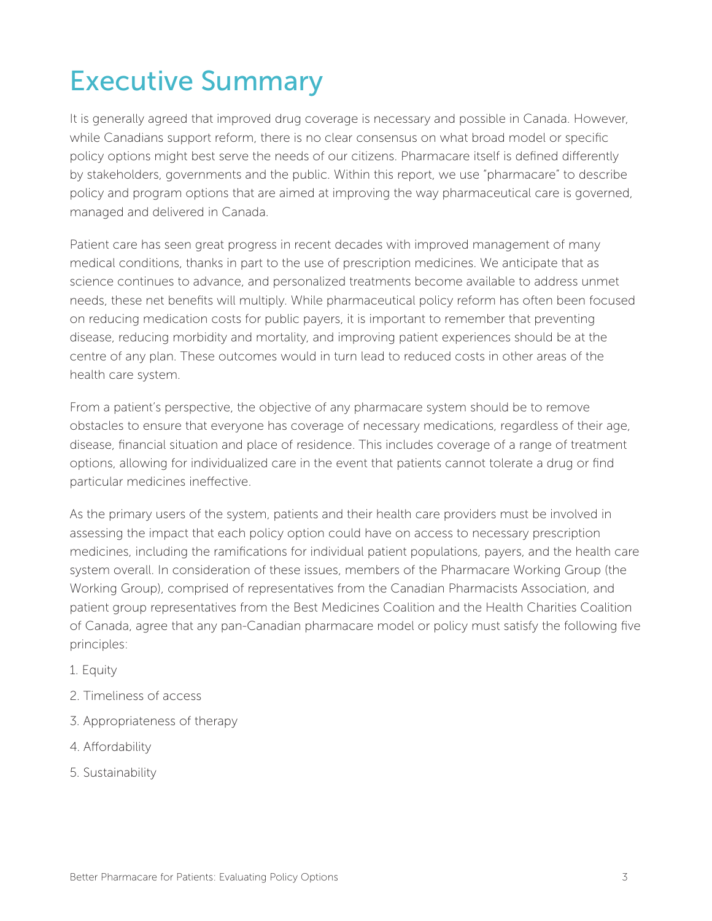# Executive Summary

It is generally agreed that improved drug coverage is necessary and possible in Canada. However, while Canadians support reform, there is no clear consensus on what broad model or specific policy options might best serve the needs of our citizens. Pharmacare itself is defined differently by stakeholders, governments and the public. Within this report, we use "pharmacare" to describe policy and program options that are aimed at improving the way pharmaceutical care is governed, managed and delivered in Canada.

Patient care has seen great progress in recent decades with improved management of many medical conditions, thanks in part to the use of prescription medicines. We anticipate that as science continues to advance, and personalized treatments become available to address unmet needs, these net benefits will multiply. While pharmaceutical policy reform has often been focused on reducing medication costs for public payers, it is important to remember that preventing disease, reducing morbidity and mortality, and improving patient experiences should be at the centre of any plan. These outcomes would in turn lead to reduced costs in other areas of the health care system.

From a patient's perspective, the objective of any pharmacare system should be to remove obstacles to ensure that everyone has coverage of necessary medications, regardless of their age, disease, financial situation and place of residence. This includes coverage of a range of treatment options, allowing for individualized care in the event that patients cannot tolerate a drug or find particular medicines ineffective.

As the primary users of the system, patients and their health care providers must be involved in assessing the impact that each policy option could have on access to necessary prescription medicines, including the ramifications for individual patient populations, payers, and the health care system overall. In consideration of these issues, members of the Pharmacare Working Group (the Working Group), comprised of representatives from the Canadian Pharmacists Association, and patient group representatives from the Best Medicines Coalition and the Health Charities Coalition of Canada, agree that any pan-Canadian pharmacare model or policy must satisfy the following five principles:

1. Equity
2. Timeliness of access
3. Appropriateness of therapy
4. Affordability
5. Sustainability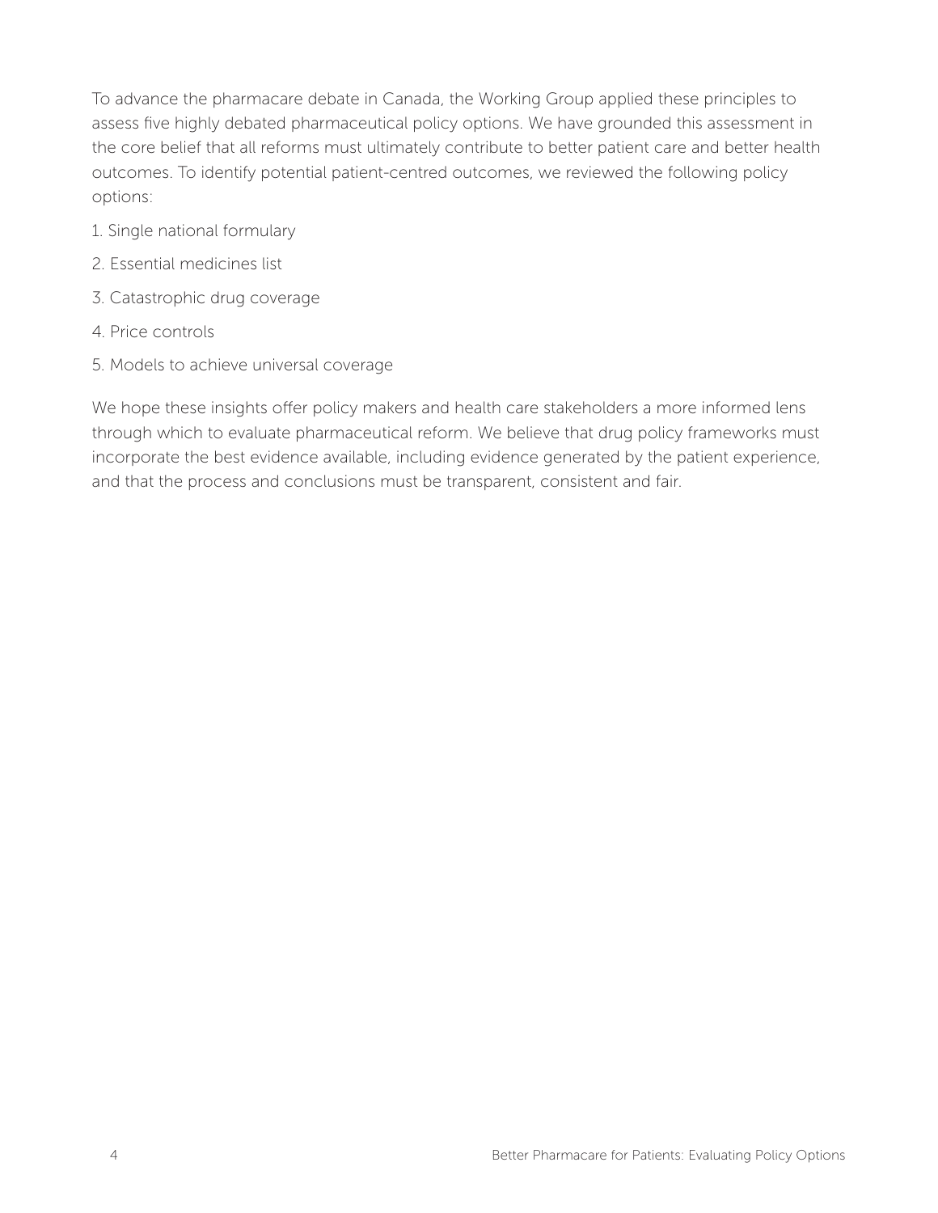To advance the pharmacare debate in Canada, the Working Group applied these principles to assess five highly debated pharmaceutical policy options. We have grounded this assessment in the core belief that all reforms must ultimately contribute to better patient care and better health outcomes. To identify potential patient-centred outcomes, we reviewed the following policy options:

1. Single national formulary
2. Essential medicines list
3. Catastrophic drug coverage
4. Price controls
5. Models to achieve universal coverage

We hope these insights offer policy makers and health care stakeholders a more informed lens through which to evaluate pharmaceutical reform. We believe that drug policy frameworks must incorporate the best evidence available, including evidence generated by the patient experience, and that the process and conclusions must be transparent, consistent and fair.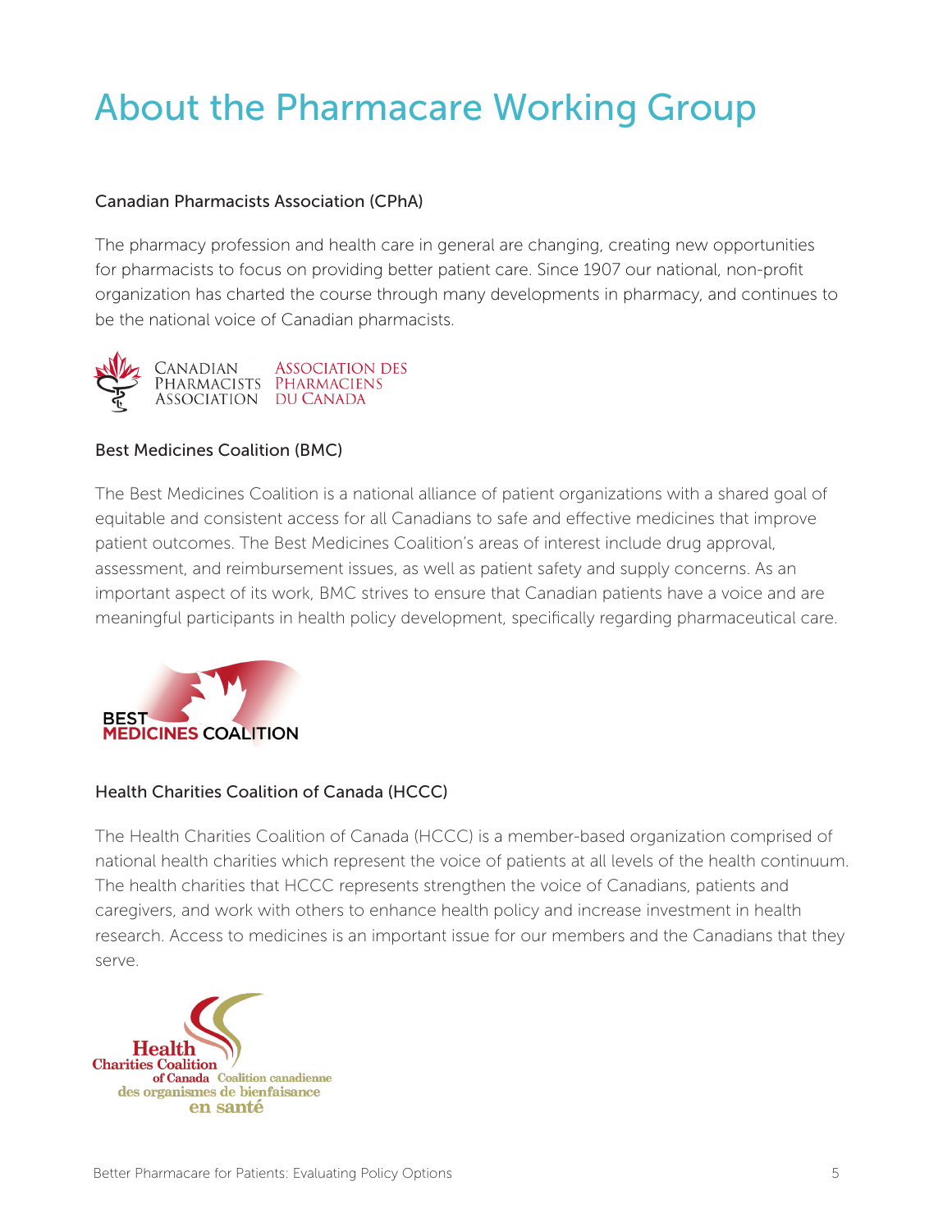# About the Pharmacare Working Group

### Canadian Pharmacists Association (CPhA)

The pharmacy profession and health care in general are changing, creating new opportunities for pharmacists to focus on providing better patient care. Since 1907 our national, non-profit organization has charted the course through many developments in pharmacy, and continues to be the national voice of Canadian pharmacists.

### Best Medicines Coalition (BMC)

The Best Medicines Coalition is a national alliance of patient organizations with a shared goal of equitable and consistent access for all Canadians to safe and effective medicines that improve patient outcomes. The Best Medicines Coalition's areas of interest include drug approval, assessment, and reimbursement issues, as well as patient safety and supply concerns. As an important aspect of its work, BMC strives to ensure that Canadian patients have a voice and are meaningful participants in health policy development, specifically regarding pharmaceutical care.

### Health Charities Coalition of Canada (HCCC)

The Health Charities Coalition of Canada (HCCC) is a member-based organization comprised of national health charities which represent the voice of patients at all levels of the health continuum. The health charities that HCCC represents strengthen the voice of Canadians, patients and caregivers, and work with others to enhance health policy and increase investment in health research. Access to medicines is an important issue for our members and the Canadians that they serve.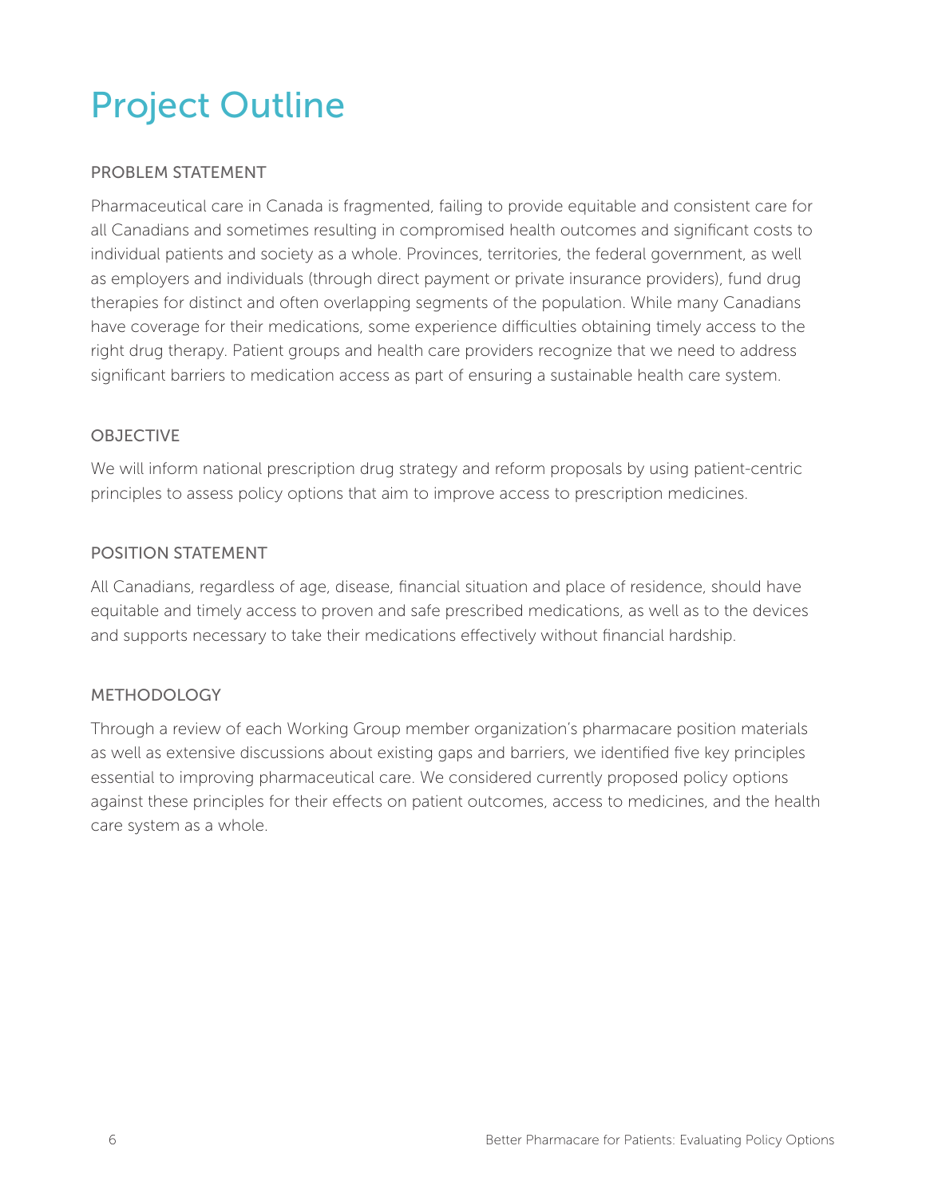# Project Outline

## PROBLEM STATEMENT

Pharmaceutical care in Canada is fragmented, failing to provide equitable and consistent care for all Canadians and sometimes resulting in compromised health outcomes and significant costs to individual patients and society as a whole. Provinces, territories, the federal government, as well as employers and individuals (through direct payment or private insurance providers), fund drug therapies for distinct and often overlapping segments of the population. While many Canadians have coverage for their medications, some experience difficulties obtaining timely access to the right drug therapy. Patient groups and health care providers recognize that we need to address significant barriers to medication access as part of ensuring a sustainable health care system.

## OBJECTIVE

We will inform national prescription drug strategy and reform proposals by using patient-centric principles to assess policy options that aim to improve access to prescription medicines.

## POSITION STATEMENT

All Canadians, regardless of age, disease, financial situation and place of residence, should have equitable and timely access to proven and safe prescribed medications, as well as to the devices and supports necessary to take their medications effectively without financial hardship.

## METHODOLOGY

Through a review of each Working Group member organization's pharmacare position materials as well as extensive discussions about existing gaps and barriers, we identified five key principles essential to improving pharmaceutical care. We considered currently proposed policy options against these principles for their effects on patient outcomes, access to medicines, and the health care system as a whole.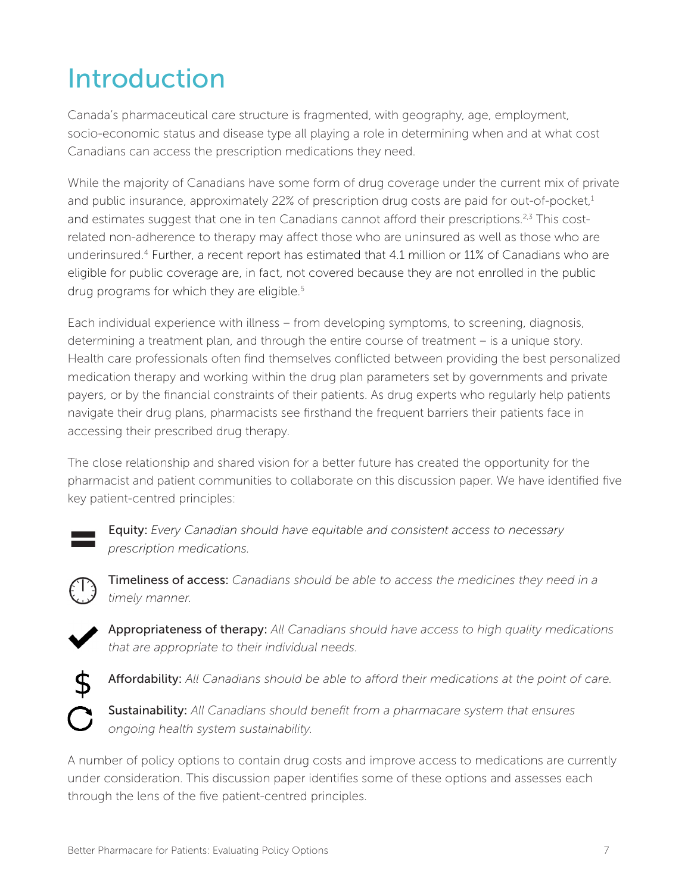# Introduction

Canada's pharmaceutical care structure is fragmented, with geography, age, employment, socio-economic status and disease type all playing a role in determining when and at what cost Canadians can access the prescription medications they need.

While the majority of Canadians have some form of drug coverage under the current mix of private and public insurance, approximately 22% of prescription drug costs are paid for out-of-pocket,[1] and estimates suggest that one in ten Canadians cannot afford their prescriptions.[2,3] This cost-related non-adherence to therapy may affect those who are uninsured as well as those who are underinsured.[4] Further, a recent report has estimated that 4.1 million or 11% of Canadians who are eligible for public coverage are, in fact, not covered because they are not enrolled in the public drug programs for which they are eligible.[5]

Each individual experience with illness – from developing symptoms, to screening, diagnosis, determining a treatment plan, and through the entire course of treatment – is a unique story. Health care professionals often find themselves conflicted between providing the best personalized medication therapy and working within the drug plan parameters set by governments and private payers, or by the financial constraints of their patients. As drug experts who regularly help patients navigate their drug plans, pharmacists see firsthand the frequent barriers their patients face in accessing their prescribed drug therapy.

The close relationship and shared vision for a better future has created the opportunity for the pharmacist and patient communities to collaborate on this discussion paper. We have identified five key patient-centred principles:

- **Equity:** *Every Canadian should have equitable and consistent access to necessary prescription medications.*
- **Timeliness of access:** *Canadians should be able to access the medicines they need in a timely manner.*
- **Appropriateness of therapy:** *All Canadians should have access to high quality medications that are appropriate to their individual needs.*
- **Affordability:** *All Canadians should be able to afford their medications at the point of care.*
- **Sustainability:** *All Canadians should benefit from a pharmacare system that ensures ongoing health system sustainability.*

A number of policy options to contain drug costs and improve access to medications are currently under consideration. This discussion paper identifies some of these options and assesses each through the lens of the five patient-centred principles.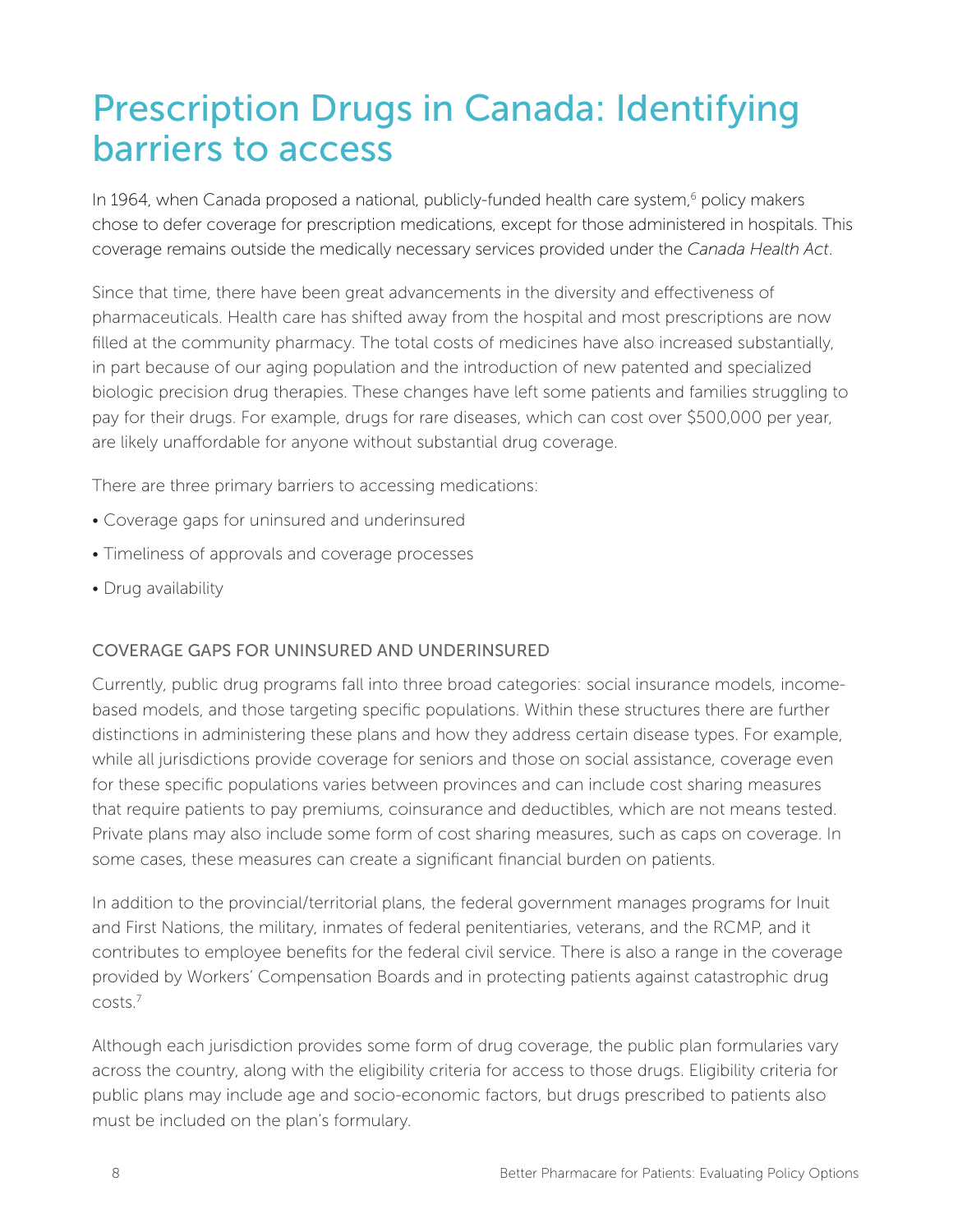# Prescription Drugs in Canada: Identifying barriers to access

In 1964, when Canada proposed a national, publicly-funded health care system,[6] policy makers chose to defer coverage for prescription medications, except for those administered in hospitals. This coverage remains outside the medically necessary services provided under the *Canada Health Act*.

Since that time, there have been great advancements in the diversity and effectiveness of pharmaceuticals. Health care has shifted away from the hospital and most prescriptions are now filled at the community pharmacy. The total costs of medicines have also increased substantially, in part because of our aging population and the introduction of new patented and specialized biologic precision drug therapies. These changes have left some patients and families struggling to pay for their drugs. For example, drugs for rare diseases, which can cost over $500,000 per year, are likely unaffordable for anyone without substantial drug coverage.

There are three primary barriers to accessing medications:

- Coverage gaps for uninsured and underinsured
- Timeliness of approvals and coverage processes
- Drug availability

## COVERAGE GAPS FOR UNINSURED AND UNDERINSURED

Currently, public drug programs fall into three broad categories: social insurance models, income-based models, and those targeting specific populations. Within these structures there are further distinctions in administering these plans and how they address certain disease types. For example, while all jurisdictions provide coverage for seniors and those on social assistance, coverage even for these specific populations varies between provinces and can include cost sharing measures that require patients to pay premiums, coinsurance and deductibles, which are not means tested. Private plans may also include some form of cost sharing measures, such as caps on coverage. In some cases, these measures can create a significant financial burden on patients.

In addition to the provincial/territorial plans, the federal government manages programs for Inuit and First Nations, the military, inmates of federal penitentiaries, veterans, and the RCMP, and it contributes to employee benefits for the federal civil service. There is also a range in the coverage provided by Workers' Compensation Boards and in protecting patients against catastrophic drug costs.[7]

Although each jurisdiction provides some form of drug coverage, the public plan formularies vary across the country, along with the eligibility criteria for access to those drugs. Eligibility criteria for public plans may include age and socio-economic factors, but drugs prescribed to patients also must be included on the plan's formulary.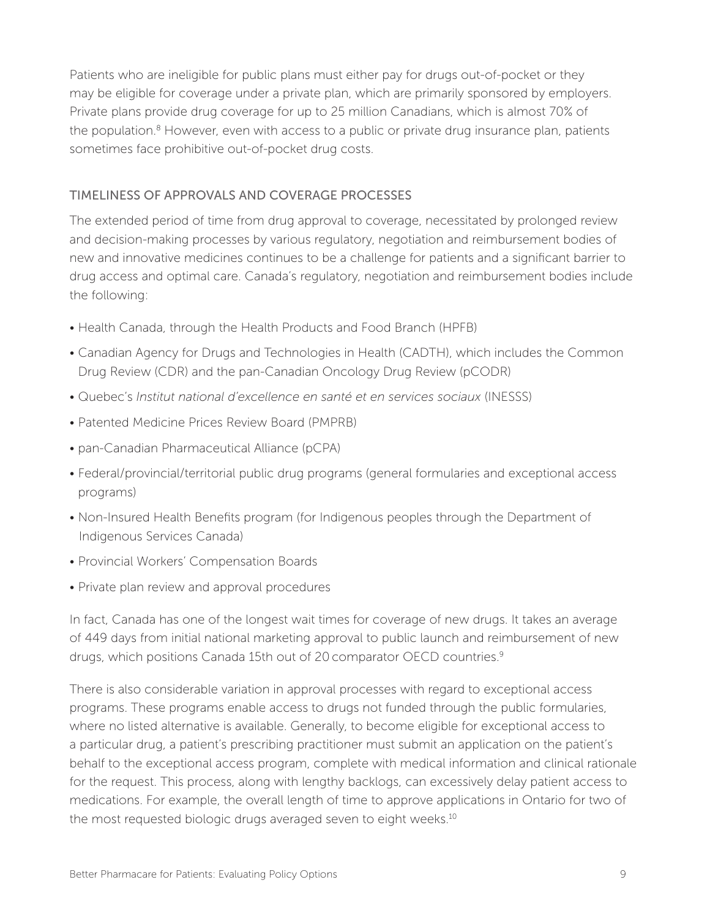Patients who are ineligible for public plans must either pay for drugs out-of-pocket or they may be eligible for coverage under a private plan, which are primarily sponsored by employers. Private plans provide drug coverage for up to 25 million Canadians, which is almost 70% of the population.[8] However, even with access to a public or private drug insurance plan, patients sometimes face prohibitive out-of-pocket drug costs.

## TIMELINESS OF APPROVALS AND COVERAGE PROCESSES

The extended period of time from drug approval to coverage, necessitated by prolonged review and decision-making processes by various regulatory, negotiation and reimbursement bodies of new and innovative medicines continues to be a challenge for patients and a significant barrier to drug access and optimal care. Canada's regulatory, negotiation and reimbursement bodies include the following:

- Health Canada, through the Health Products and Food Branch (HPFB)
- Canadian Agency for Drugs and Technologies in Health (CADTH), which includes the Common Drug Review (CDR) and the pan-Canadian Oncology Drug Review (pCODR)
- Quebec's *Institut national d'excellence en santé et en services sociaux* (INESSS)
- Patented Medicine Prices Review Board (PMPRB)
- pan-Canadian Pharmaceutical Alliance (pCPA)
- Federal/provincial/territorial public drug programs (general formularies and exceptional access programs)
- Non-Insured Health Benefits program (for Indigenous peoples through the Department of Indigenous Services Canada)
- Provincial Workers' Compensation Boards
- Private plan review and approval procedures

In fact, Canada has one of the longest wait times for coverage of new drugs. It takes an average of 449 days from initial national marketing approval to public launch and reimbursement of new drugs, which positions Canada 15th out of 20 comparator OECD countries.[9]

There is also considerable variation in approval processes with regard to exceptional access programs. These programs enable access to drugs not funded through the public formularies, where no listed alternative is available. Generally, to become eligible for exceptional access to a particular drug, a patient's prescribing practitioner must submit an application on the patient's behalf to the exceptional access program, complete with medical information and clinical rationale for the request. This process, along with lengthy backlogs, can excessively delay patient access to medications. For example, the overall length of time to approve applications in Ontario for two of the most requested biologic drugs averaged seven to eight weeks.[10]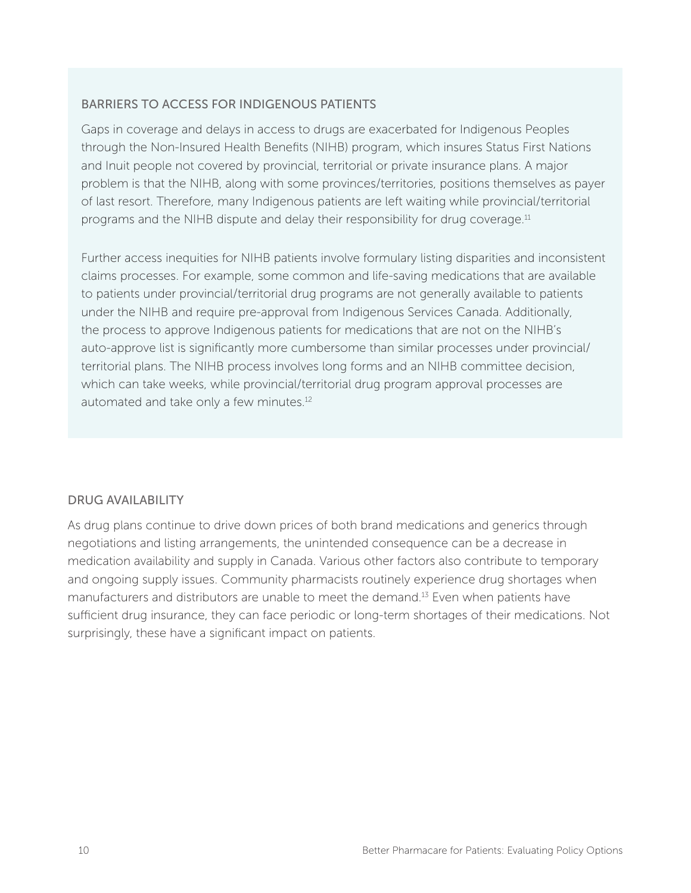### BARRIERS TO ACCESS FOR INDIGENOUS PATIENTS

Gaps in coverage and delays in access to drugs are exacerbated for Indigenous Peoples through the Non-Insured Health Benefits (NIHB) program, which insures Status First Nations and Inuit people not covered by provincial, territorial or private insurance plans. A major problem is that the NIHB, along with some provinces/territories, positions themselves as payer of last resort. Therefore, many Indigenous patients are left waiting while provincial/territorial programs and the NIHB dispute and delay their responsibility for drug coverage.[11]

Further access inequities for NIHB patients involve formulary listing disparities and inconsistent claims processes. For example, some common and life-saving medications that are available to patients under provincial/territorial drug programs are not generally available to patients under the NIHB and require pre-approval from Indigenous Services Canada. Additionally, the process to approve Indigenous patients for medications that are not on the NIHB's auto-approve list is significantly more cumbersome than similar processes under provincial/territorial plans. The NIHB process involves long forms and an NIHB committee decision, which can take weeks, while provincial/territorial drug program approval processes are automated and take only a few minutes.[12]

### DRUG AVAILABILITY

As drug plans continue to drive down prices of both brand medications and generics through negotiations and listing arrangements, the unintended consequence can be a decrease in medication availability and supply in Canada. Various other factors also contribute to temporary and ongoing supply issues. Community pharmacists routinely experience drug shortages when manufacturers and distributors are unable to meet the demand.[13] Even when patients have sufficient drug insurance, they can face periodic or long-term shortages of their medications. Not surprisingly, these have a significant impact on patients.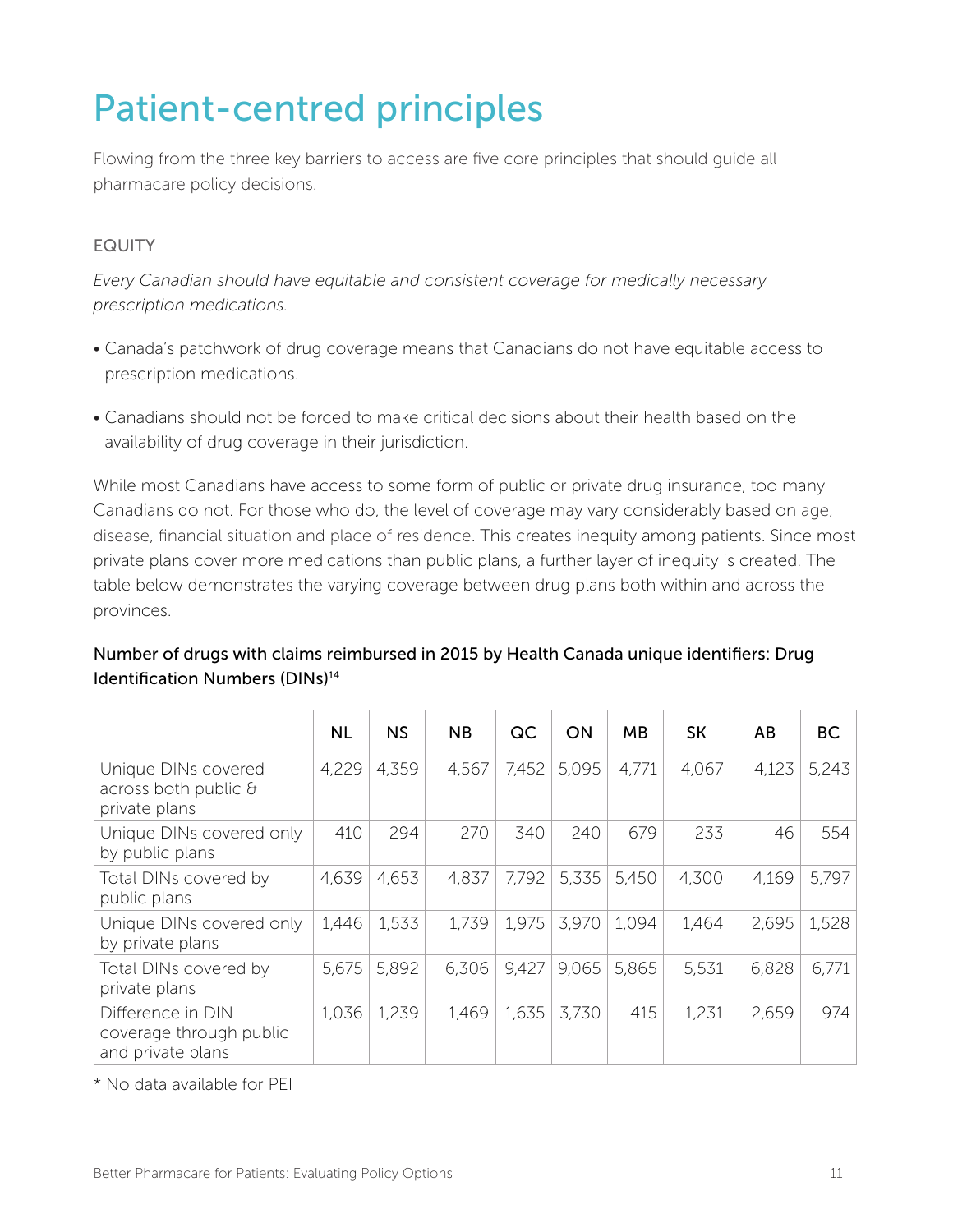# Patient-centred principles

Flowing from the three key barriers to access are five core principles that should guide all pharmacare policy decisions.

## EQUITY

*Every Canadian should have equitable and consistent coverage for medically necessary prescription medications.*

- Canada's patchwork of drug coverage means that Canadians do not have equitable access to prescription medications.
- Canadians should not be forced to make critical decisions about their health based on the availability of drug coverage in their jurisdiction.

While most Canadians have access to some form of public or private drug insurance, too many Canadians do not. For those who do, the level of coverage may vary considerably based on age, disease, financial situation and place of residence. This creates inequity among patients. Since most private plans cover more medications than public plans, a further layer of inequity is created. The table below demonstrates the varying coverage between drug plans both within and across the provinces.

**Number of drugs with claims reimbursed in 2015 by Health Canada unique identifiers: Drug Identification Numbers (DINs)[14]**

| | NL | NS | NB | QC | ON | MB | SK | AB | BC |
|---|---|---|---|---|---|---|---|---|---|
| Unique DINs covered across both public & private plans | 4,229 | 4,359 | 4,567 | 7,452 | 5,095 | 4,771 | 4,067 | 4,123 | 5,243 |
| Unique DINs covered only by public plans | 410 | 294 | 270 | 340 | 240 | 679 | 233 | 46 | 554 |
| Total DINs covered by public plans | 4,639 | 4,653 | 4,837 | 7,792 | 5,335 | 5,450 | 4,300 | 4,169 | 5,797 |
| Unique DINs covered only by private plans | 1,446 | 1,533 | 1,739 | 1,975 | 3,970 | 1,094 | 1,464 | 2,695 | 1,528 |
| Total DINs covered by private plans | 5,675 | 5,892 | 6,306 | 9,427 | 9,065 | 5,865 | 5,531 | 6,828 | 6,771 |
| Difference in DIN coverage through public and private plans | 1,036 | 1,239 | 1,469 | 1,635 | 3,730 | 415 | 1,231 | 2,659 | 974 |

* No data available for PEI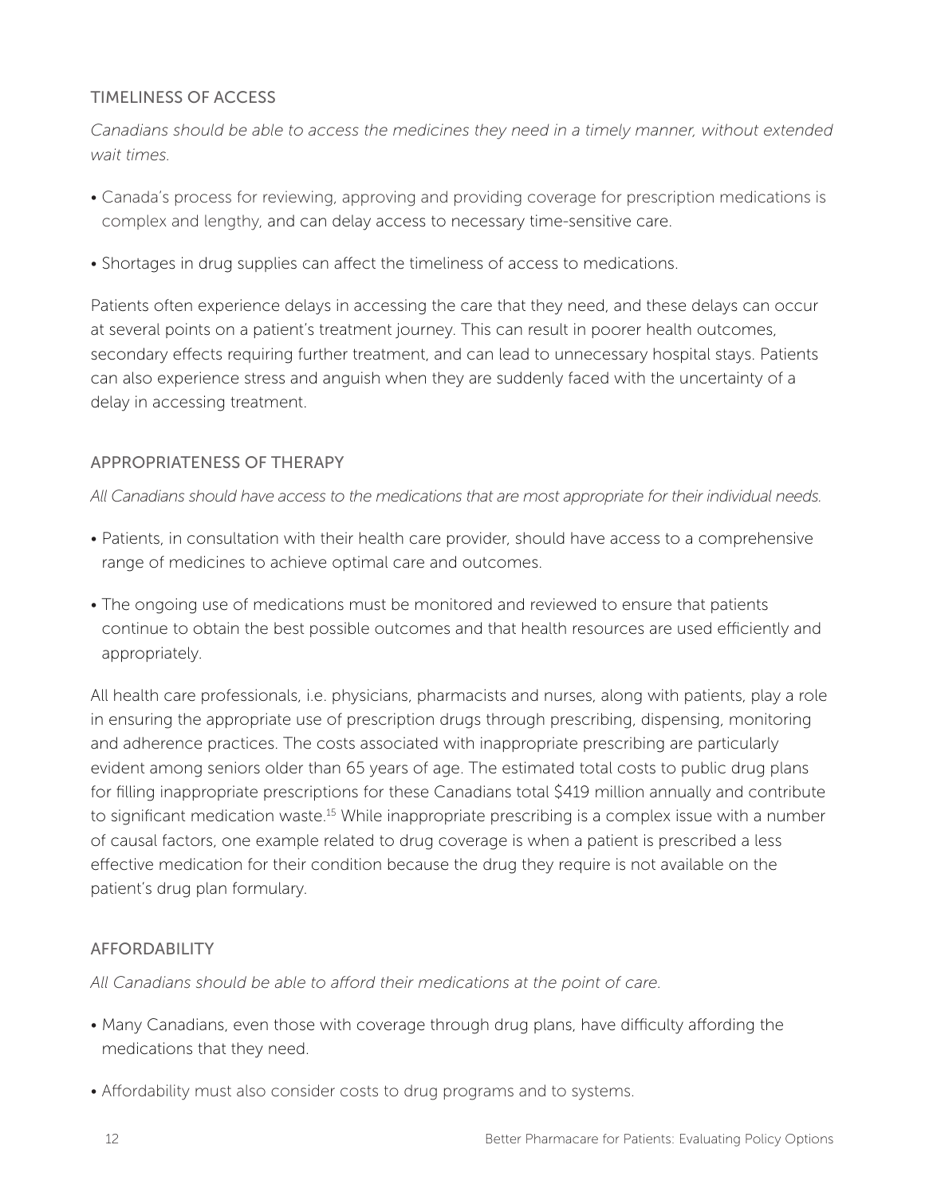### TIMELINESS OF ACCESS

*Canadians should be able to access the medicines they need in a timely manner, without extended wait times.*

- Canada's process for reviewing, approving and providing coverage for prescription medications is complex and lengthy, and can delay access to necessary time-sensitive care.
- Shortages in drug supplies can affect the timeliness of access to medications.

Patients often experience delays in accessing the care that they need, and these delays can occur at several points on a patient's treatment journey. This can result in poorer health outcomes, secondary effects requiring further treatment, and can lead to unnecessary hospital stays. Patients can also experience stress and anguish when they are suddenly faced with the uncertainty of a delay in accessing treatment.

### APPROPRIATENESS OF THERAPY

*All Canadians should have access to the medications that are most appropriate for their individual needs.*

- Patients, in consultation with their health care provider, should have access to a comprehensive range of medicines to achieve optimal care and outcomes.
- The ongoing use of medications must be monitored and reviewed to ensure that patients continue to obtain the best possible outcomes and that health resources are used efficiently and appropriately.

All health care professionals, i.e. physicians, pharmacists and nurses, along with patients, play a role in ensuring the appropriate use of prescription drugs through prescribing, dispensing, monitoring and adherence practices. The costs associated with inappropriate prescribing are particularly evident among seniors older than 65 years of age. The estimated total costs to public drug plans for filling inappropriate prescriptions for these Canadians total $419 million annually and contribute to significant medication waste.[15] While inappropriate prescribing is a complex issue with a number of causal factors, one example related to drug coverage is when a patient is prescribed a less effective medication for their condition because the drug they require is not available on the patient's drug plan formulary.

### AFFORDABILITY

*All Canadians should be able to afford their medications at the point of care.*

- Many Canadians, even those with coverage through drug plans, have difficulty affording the medications that they need.
- Affordability must also consider costs to drug programs and to systems.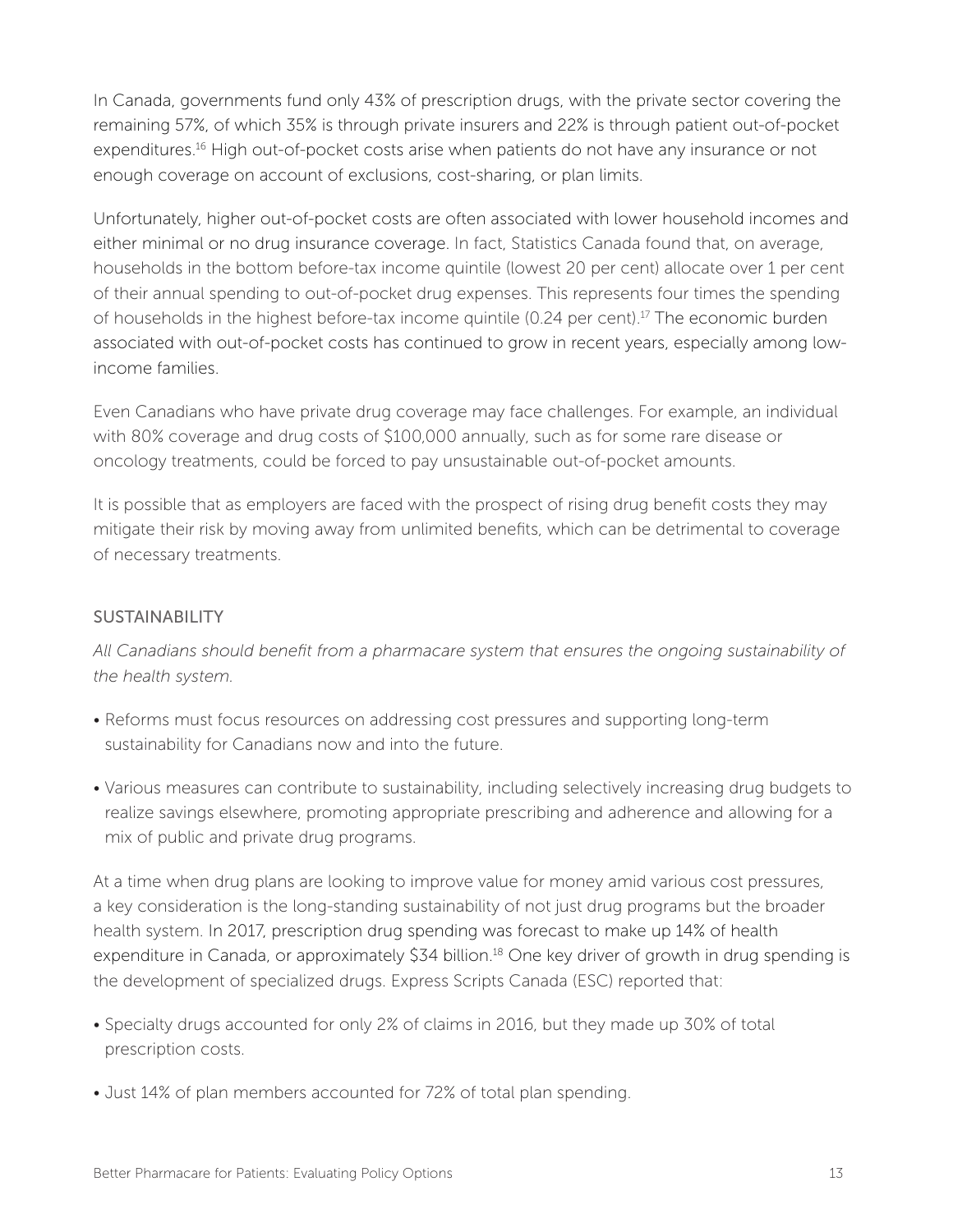In Canada, governments fund only 43% of prescription drugs, with the private sector covering the remaining 57%, of which 35% is through private insurers and 22% is through patient out-of-pocket expenditures.[16] High out-of-pocket costs arise when patients do not have any insurance or not enough coverage on account of exclusions, cost-sharing, or plan limits.

Unfortunately, higher out-of-pocket costs are often associated with lower household incomes and either minimal or no drug insurance coverage. In fact, Statistics Canada found that, on average, households in the bottom before-tax income quintile (lowest 20 per cent) allocate over 1 per cent of their annual spending to out-of-pocket drug expenses. This represents four times the spending of households in the highest before-tax income quintile (0.24 per cent).[17] The economic burden associated with out-of-pocket costs has continued to grow in recent years, especially among low-income families.

Even Canadians who have private drug coverage may face challenges. For example, an individual with 80% coverage and drug costs of $100,000 annually, such as for some rare disease or oncology treatments, could be forced to pay unsustainable out-of-pocket amounts.

It is possible that as employers are faced with the prospect of rising drug benefit costs they may mitigate their risk by moving away from unlimited benefits, which can be detrimental to coverage of necessary treatments.

## SUSTAINABILITY

*All Canadians should benefit from a pharmacare system that ensures the ongoing sustainability of the health system.*

- Reforms must focus resources on addressing cost pressures and supporting long-term sustainability for Canadians now and into the future.
- Various measures can contribute to sustainability, including selectively increasing drug budgets to realize savings elsewhere, promoting appropriate prescribing and adherence and allowing for a mix of public and private drug programs.

At a time when drug plans are looking to improve value for money amid various cost pressures, a key consideration is the long-standing sustainability of not just drug programs but the broader health system. In 2017, prescription drug spending was forecast to make up 14% of health expenditure in Canada, or approximately $34 billion.[18] One key driver of growth in drug spending is the development of specialized drugs. Express Scripts Canada (ESC) reported that:

- Specialty drugs accounted for only 2% of claims in 2016, but they made up 30% of total prescription costs.
- Just 14% of plan members accounted for 72% of total plan spending.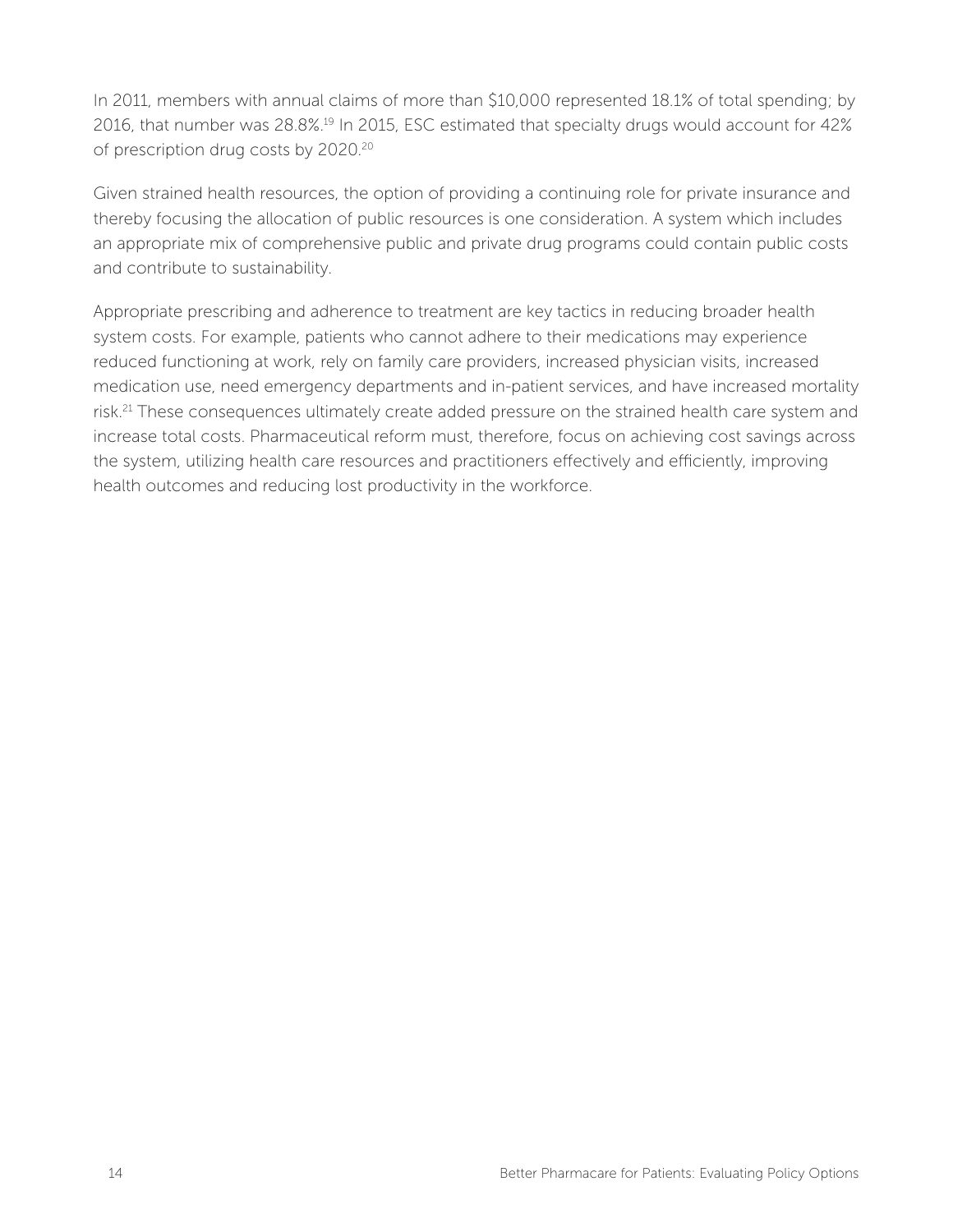In 2011, members with annual claims of more than $10,000 represented 18.1% of total spending; by 2016, that number was 28.8%.[19] In 2015, ESC estimated that specialty drugs would account for 42% of prescription drug costs by 2020.[20]

Given strained health resources, the option of providing a continuing role for private insurance and thereby focusing the allocation of public resources is one consideration. A system which includes an appropriate mix of comprehensive public and private drug programs could contain public costs and contribute to sustainability.

Appropriate prescribing and adherence to treatment are key tactics in reducing broader health system costs. For example, patients who cannot adhere to their medications may experience reduced functioning at work, rely on family care providers, increased physician visits, increased medication use, need emergency departments and in-patient services, and have increased mortality risk.[21] These consequences ultimately create added pressure on the strained health care system and increase total costs. Pharmaceutical reform must, therefore, focus on achieving cost savings across the system, utilizing health care resources and practitioners effectively and efficiently, improving health outcomes and reducing lost productivity in the workforce.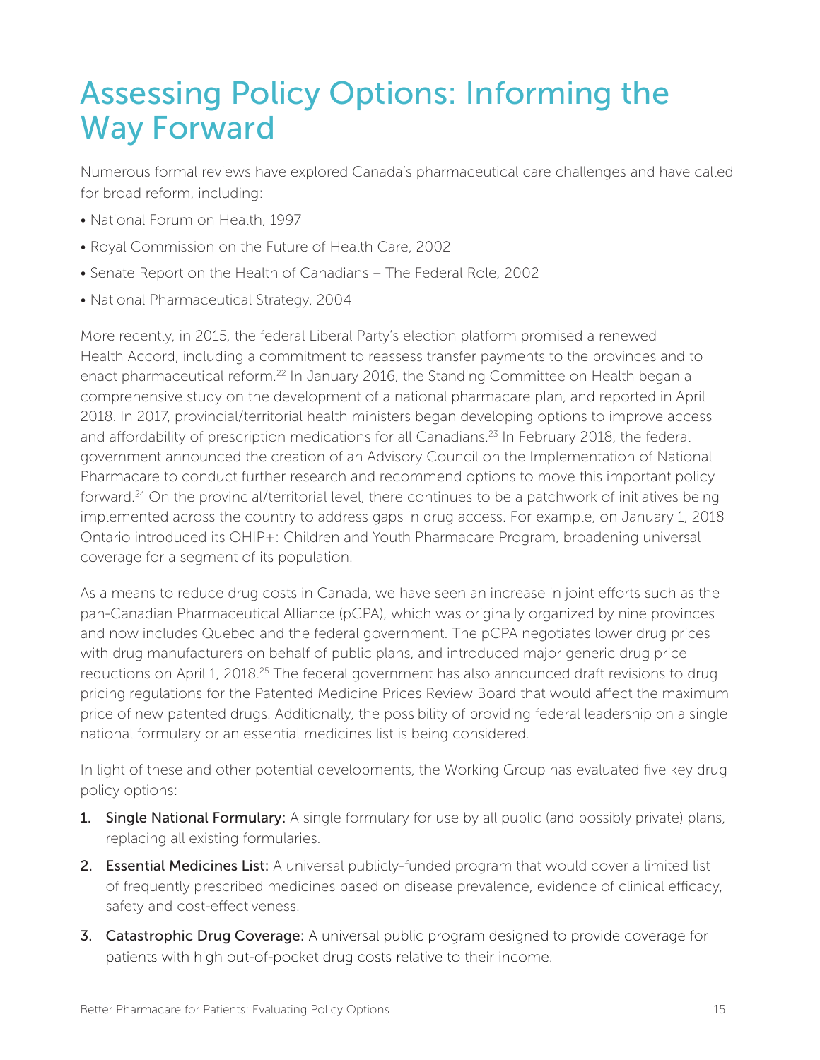# Assessing Policy Options: Informing the Way Forward

Numerous formal reviews have explored Canada's pharmaceutical care challenges and have called for broad reform, including:

- National Forum on Health, 1997
- Royal Commission on the Future of Health Care, 2002
- Senate Report on the Health of Canadians – The Federal Role, 2002
- National Pharmaceutical Strategy, 2004

More recently, in 2015, the federal Liberal Party's election platform promised a renewed Health Accord, including a commitment to reassess transfer payments to the provinces and to enact pharmaceutical reform.[22] In January 2016, the Standing Committee on Health began a comprehensive study on the development of a national pharmacare plan, and reported in April 2018. In 2017, provincial/territorial health ministers began developing options to improve access and affordability of prescription medications for all Canadians.[23] In February 2018, the federal government announced the creation of an Advisory Council on the Implementation of National Pharmacare to conduct further research and recommend options to move this important policy forward.[24] On the provincial/territorial level, there continues to be a patchwork of initiatives being implemented across the country to address gaps in drug access. For example, on January 1, 2018 Ontario introduced its OHIP+: Children and Youth Pharmacare Program, broadening universal coverage for a segment of its population.

As a means to reduce drug costs in Canada, we have seen an increase in joint efforts such as the pan-Canadian Pharmaceutical Alliance (pCPA), which was originally organized by nine provinces and now includes Quebec and the federal government. The pCPA negotiates lower drug prices with drug manufacturers on behalf of public plans, and introduced major generic drug price reductions on April 1, 2018.[25] The federal government has also announced draft revisions to drug pricing regulations for the Patented Medicine Prices Review Board that would affect the maximum price of new patented drugs. Additionally, the possibility of providing federal leadership on a single national formulary or an essential medicines list is being considered.

In light of these and other potential developments, the Working Group has evaluated five key drug policy options:

1. **Single National Formulary:** A single formulary for use by all public (and possibly private) plans, replacing all existing formularies.
2. **Essential Medicines List:** A universal publicly-funded program that would cover a limited list of frequently prescribed medicines based on disease prevalence, evidence of clinical efficacy, safety and cost-effectiveness.
3. **Catastrophic Drug Coverage:** A universal public program designed to provide coverage for patients with high out-of-pocket drug costs relative to their income.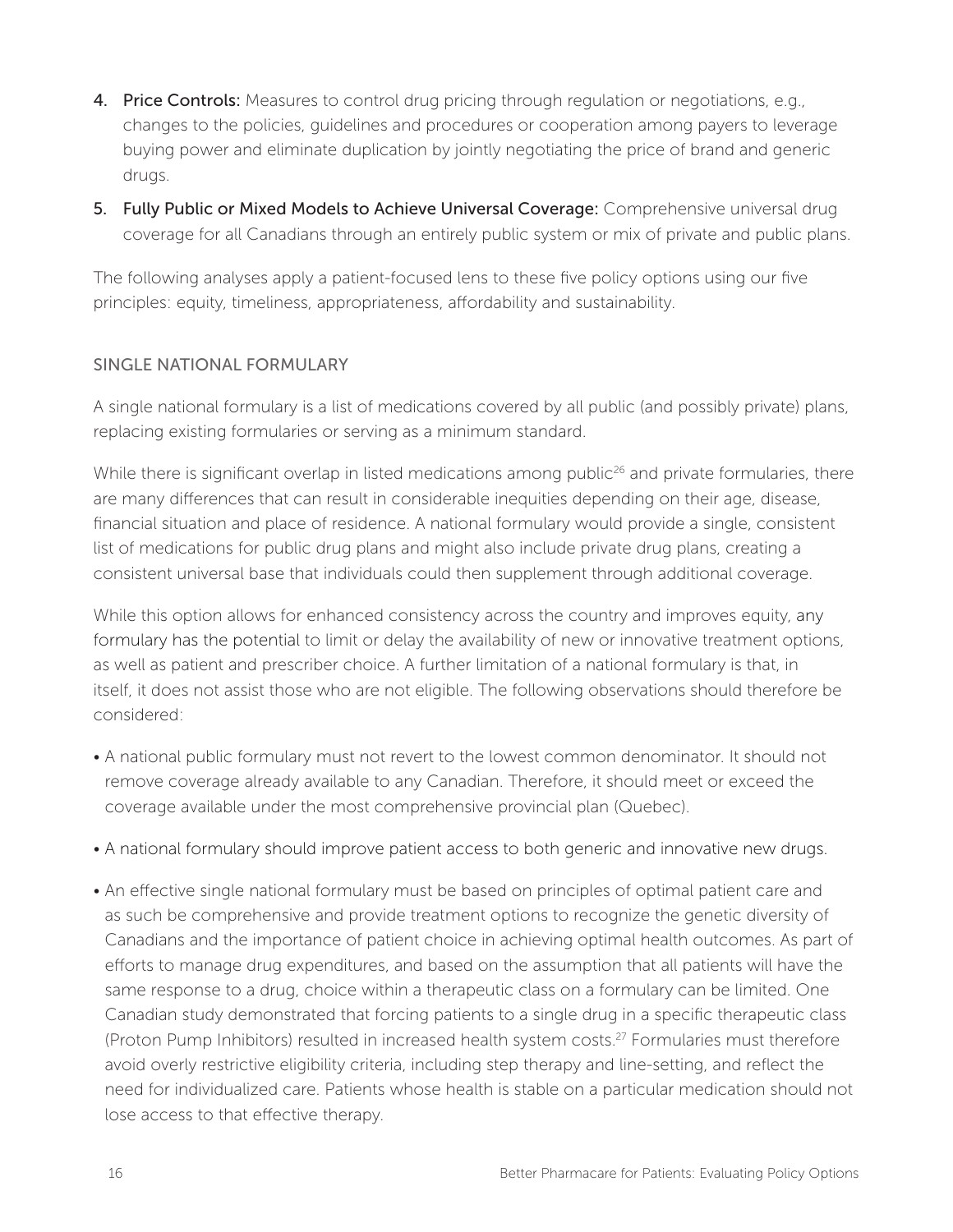4. **Price Controls:** Measures to control drug pricing through regulation or negotiations, e.g., changes to the policies, guidelines and procedures or cooperation among payers to leverage buying power and eliminate duplication by jointly negotiating the price of brand and generic drugs.
5. **Fully Public or Mixed Models to Achieve Universal Coverage:** Comprehensive universal drug coverage for all Canadians through an entirely public system or mix of private and public plans.

The following analyses apply a patient-focused lens to these five policy options using our five principles: equity, timeliness, appropriateness, affordability and sustainability.

## SINGLE NATIONAL FORMULARY

A single national formulary is a list of medications covered by all public (and possibly private) plans, replacing existing formularies or serving as a minimum standard.

While there is significant overlap in listed medications among public[26] and private formularies, there are many differences that can result in considerable inequities depending on their age, disease, financial situation and place of residence. A national formulary would provide a single, consistent list of medications for public drug plans and might also include private drug plans, creating a consistent universal base that individuals could then supplement through additional coverage.

While this option allows for enhanced consistency across the country and improves equity, any formulary has the potential to limit or delay the availability of new or innovative treatment options, as well as patient and prescriber choice. A further limitation of a national formulary is that, in itself, it does not assist those who are not eligible. The following observations should therefore be considered:

- A national public formulary must not revert to the lowest common denominator. It should not remove coverage already available to any Canadian. Therefore, it should meet or exceed the coverage available under the most comprehensive provincial plan (Quebec).
- A national formulary should improve patient access to both generic and innovative new drugs.
- An effective single national formulary must be based on principles of optimal patient care and as such be comprehensive and provide treatment options to recognize the genetic diversity of Canadians and the importance of patient choice in achieving optimal health outcomes. As part of efforts to manage drug expenditures, and based on the assumption that all patients will have the same response to a drug, choice within a therapeutic class on a formulary can be limited. One Canadian study demonstrated that forcing patients to a single drug in a specific therapeutic class (Proton Pump Inhibitors) resulted in increased health system costs.[27] Formularies must therefore avoid overly restrictive eligibility criteria, including step therapy and line-setting, and reflect the need for individualized care. Patients whose health is stable on a particular medication should not lose access to that effective therapy.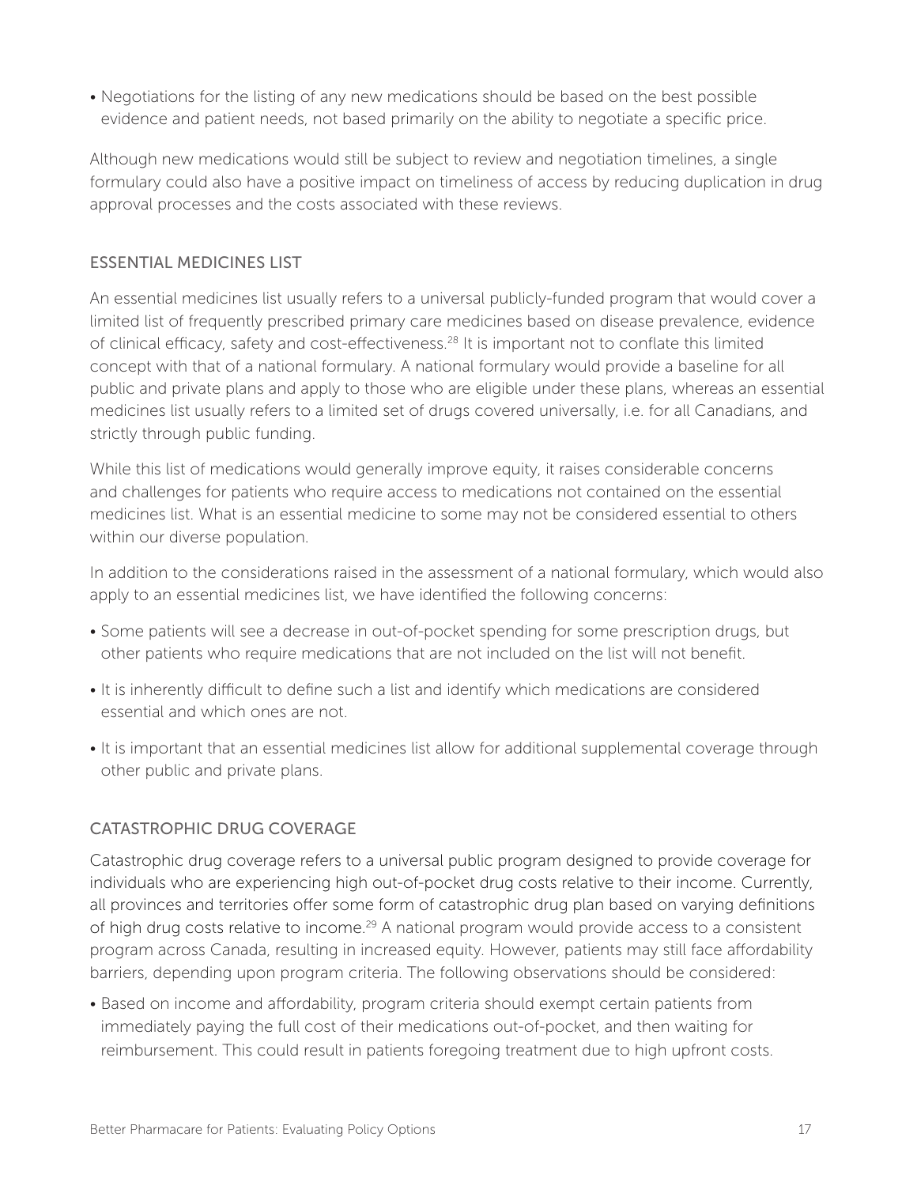- Negotiations for the listing of any new medications should be based on the best possible evidence and patient needs, not based primarily on the ability to negotiate a specific price.

Although new medications would still be subject to review and negotiation timelines, a single formulary could also have a positive impact on timeliness of access by reducing duplication in drug approval processes and the costs associated with these reviews.

## ESSENTIAL MEDICINES LIST

An essential medicines list usually refers to a universal publicly-funded program that would cover a limited list of frequently prescribed primary care medicines based on disease prevalence, evidence of clinical efficacy, safety and cost-effectiveness.[28] It is important not to conflate this limited concept with that of a national formulary. A national formulary would provide a baseline for all public and private plans and apply to those who are eligible under these plans, whereas an essential medicines list usually refers to a limited set of drugs covered universally, i.e. for all Canadians, and strictly through public funding.

While this list of medications would generally improve equity, it raises considerable concerns and challenges for patients who require access to medications not contained on the essential medicines list. What is an essential medicine to some may not be considered essential to others within our diverse population.

In addition to the considerations raised in the assessment of a national formulary, which would also apply to an essential medicines list, we have identified the following concerns:

- Some patients will see a decrease in out-of-pocket spending for some prescription drugs, but other patients who require medications that are not included on the list will not benefit.
- It is inherently difficult to define such a list and identify which medications are considered essential and which ones are not.
- It is important that an essential medicines list allow for additional supplemental coverage through other public and private plans.

## CATASTROPHIC DRUG COVERAGE

Catastrophic drug coverage refers to a universal public program designed to provide coverage for individuals who are experiencing high out-of-pocket drug costs relative to their income. Currently, all provinces and territories offer some form of catastrophic drug plan based on varying definitions of high drug costs relative to income.[29] A national program would provide access to a consistent program across Canada, resulting in increased equity. However, patients may still face affordability barriers, depending upon program criteria. The following observations should be considered:

- Based on income and affordability, program criteria should exempt certain patients from immediately paying the full cost of their medications out-of-pocket, and then waiting for reimbursement. This could result in patients foregoing treatment due to high upfront costs.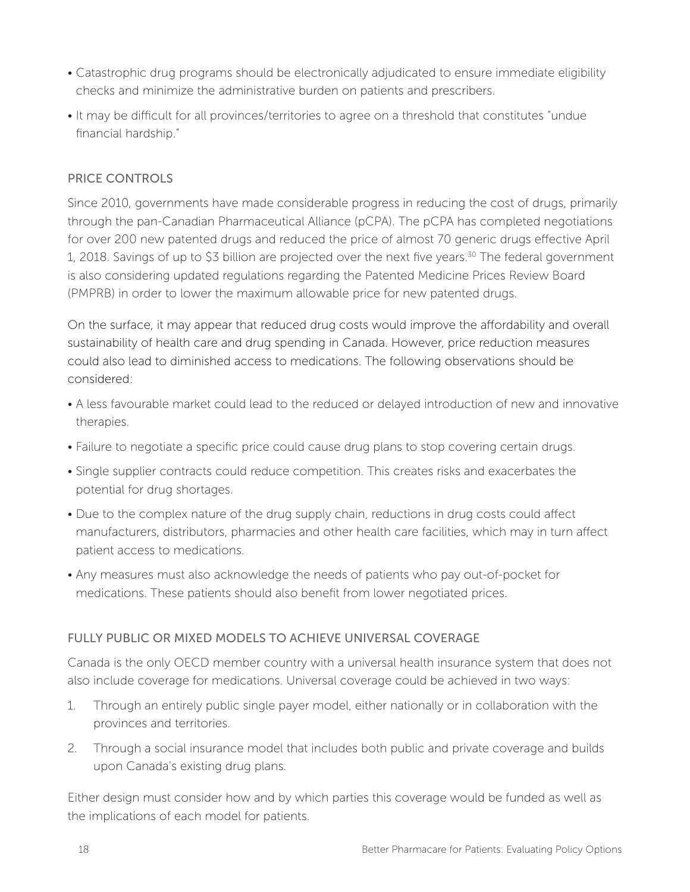- Catastrophic drug programs should be electronically adjudicated to ensure immediate eligibility checks and minimize the administrative burden on patients and prescribers.
- It may be difficult for all provinces/territories to agree on a threshold that constitutes "undue financial hardship."

### PRICE CONTROLS

Since 2010, governments have made considerable progress in reducing the cost of drugs, primarily through the pan-Canadian Pharmaceutical Alliance (pCPA). The pCPA has completed negotiations for over 200 new patented drugs and reduced the price of almost 70 generic drugs effective April 1, 2018. Savings of up to $3 billion are projected over the next five years.[30] The federal government is also considering updated regulations regarding the Patented Medicine Prices Review Board (PMPRB) in order to lower the maximum allowable price for new patented drugs.

On the surface, it may appear that reduced drug costs would improve the affordability and overall sustainability of health care and drug spending in Canada. However, price reduction measures could also lead to diminished access to medications. The following observations should be considered:

- A less favourable market could lead to the reduced or delayed introduction of new and innovative therapies.
- Failure to negotiate a specific price could cause drug plans to stop covering certain drugs.
- Single supplier contracts could reduce competition. This creates risks and exacerbates the potential for drug shortages.
- Due to the complex nature of the drug supply chain, reductions in drug costs could affect manufacturers, distributors, pharmacies and other health care facilities, which may in turn affect patient access to medications.
- Any measures must also acknowledge the needs of patients who pay out-of-pocket for medications. These patients should also benefit from lower negotiated prices.

### FULLY PUBLIC OR MIXED MODELS TO ACHIEVE UNIVERSAL COVERAGE

Canada is the only OECD member country with a universal health insurance system that does not also include coverage for medications. Universal coverage could be achieved in two ways:

1. Through an entirely public single payer model, either nationally or in collaboration with the provinces and territories.
2. Through a social insurance model that includes both public and private coverage and builds upon Canada's existing drug plans.

Either design must consider how and by which parties this coverage would be funded as well as the implications of each model for patients.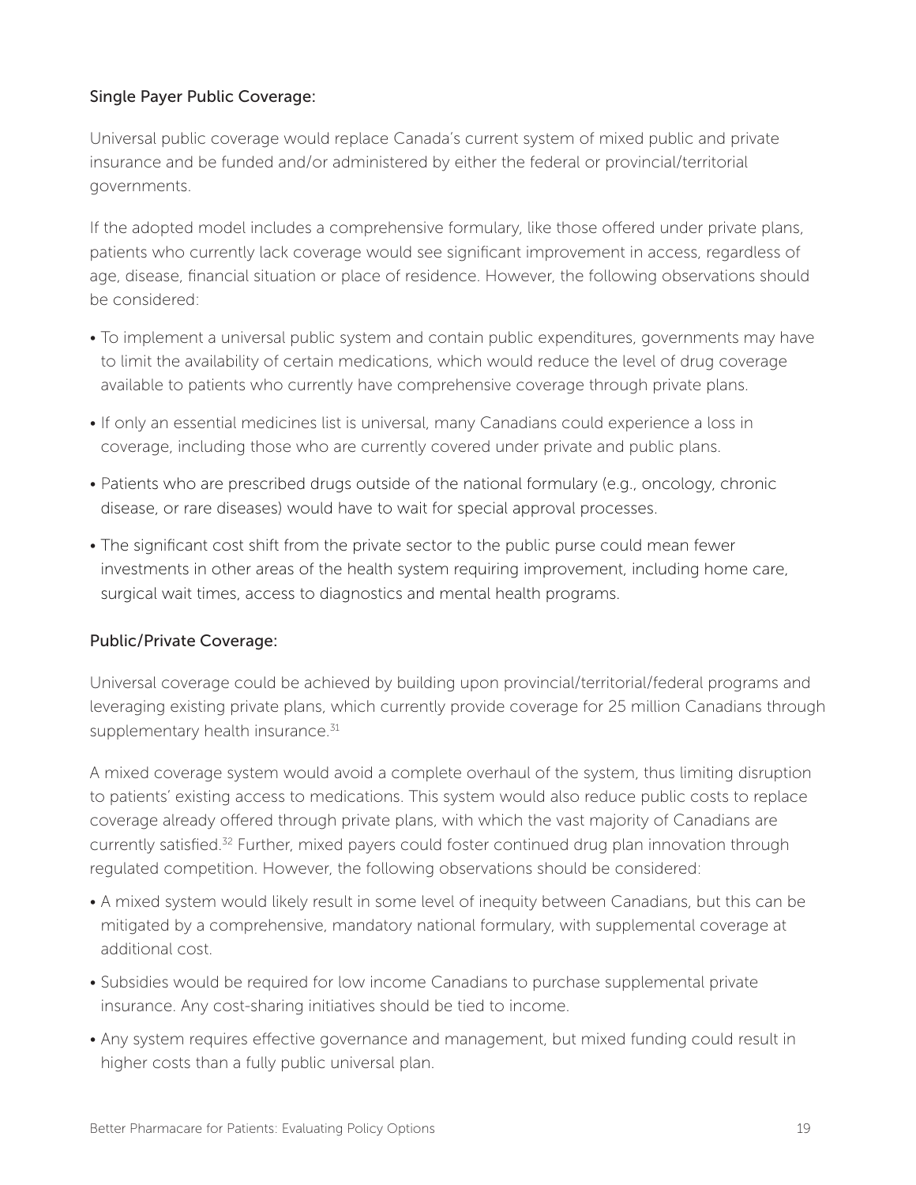### Single Payer Public Coverage:

Universal public coverage would replace Canada's current system of mixed public and private insurance and be funded and/or administered by either the federal or provincial/territorial governments.

If the adopted model includes a comprehensive formulary, like those offered under private plans, patients who currently lack coverage would see significant improvement in access, regardless of age, disease, financial situation or place of residence. However, the following observations should be considered:

- To implement a universal public system and contain public expenditures, governments may have to limit the availability of certain medications, which would reduce the level of drug coverage available to patients who currently have comprehensive coverage through private plans.
- If only an essential medicines list is universal, many Canadians could experience a loss in coverage, including those who are currently covered under private and public plans.
- Patients who are prescribed drugs outside of the national formulary (e.g., oncology, chronic disease, or rare diseases) would have to wait for special approval processes.
- The significant cost shift from the private sector to the public purse could mean fewer investments in other areas of the health system requiring improvement, including home care, surgical wait times, access to diagnostics and mental health programs.

### Public/Private Coverage:

Universal coverage could be achieved by building upon provincial/territorial/federal programs and leveraging existing private plans, which currently provide coverage for 25 million Canadians through supplementary health insurance.[31]

A mixed coverage system would avoid a complete overhaul of the system, thus limiting disruption to patients' existing access to medications. This system would also reduce public costs to replace coverage already offered through private plans, with which the vast majority of Canadians are currently satisfied.[32] Further, mixed payers could foster continued drug plan innovation through regulated competition. However, the following observations should be considered:

- A mixed system would likely result in some level of inequity between Canadians, but this can be mitigated by a comprehensive, mandatory national formulary, with supplemental coverage at additional cost.
- Subsidies would be required for low income Canadians to purchase supplemental private insurance. Any cost-sharing initiatives should be tied to income.
- Any system requires effective governance and management, but mixed funding could result in higher costs than a fully public universal plan.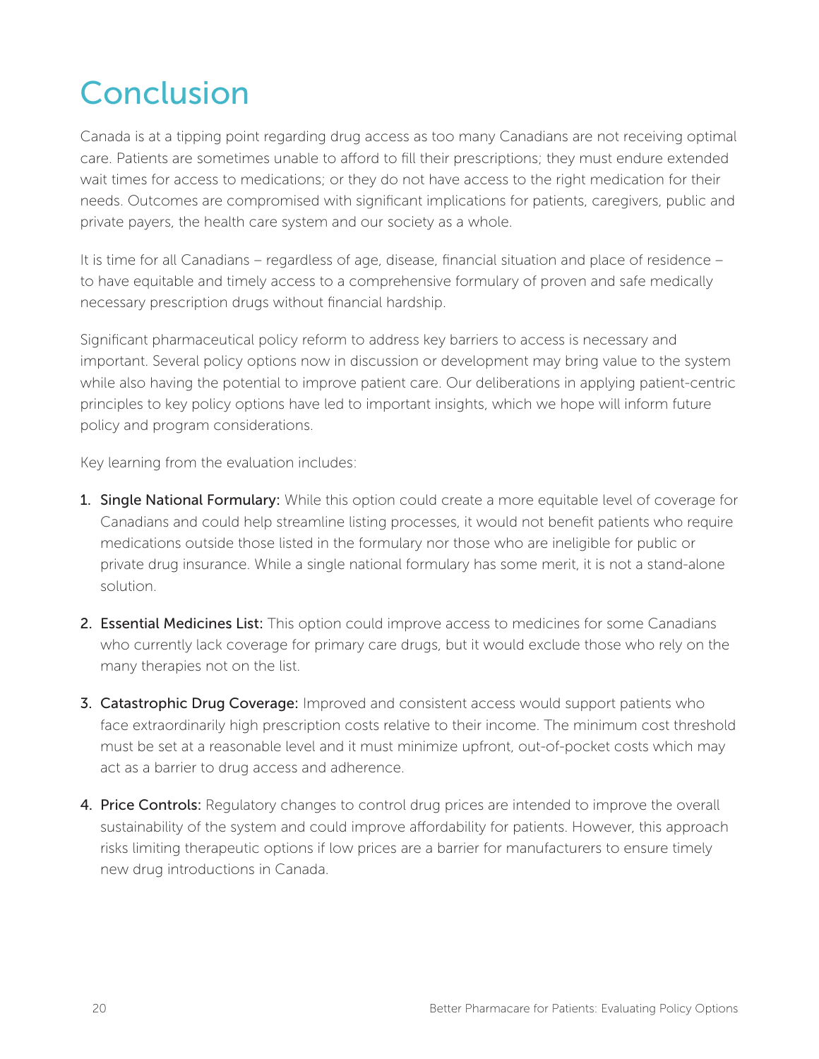# Conclusion

Canada is at a tipping point regarding drug access as too many Canadians are not receiving optimal care. Patients are sometimes unable to afford to fill their prescriptions; they must endure extended wait times for access to medications; or they do not have access to the right medication for their needs. Outcomes are compromised with significant implications for patients, caregivers, public and private payers, the health care system and our society as a whole.

It is time for all Canadians – regardless of age, disease, financial situation and place of residence – to have equitable and timely access to a comprehensive formulary of proven and safe medically necessary prescription drugs without financial hardship.

Significant pharmaceutical policy reform to address key barriers to access is necessary and important. Several policy options now in discussion or development may bring value to the system while also having the potential to improve patient care. Our deliberations in applying patient-centric principles to key policy options have led to important insights, which we hope will inform future policy and program considerations.

Key learning from the evaluation includes:

1. **Single National Formulary:** While this option could create a more equitable level of coverage for Canadians and could help streamline listing processes, it would not benefit patients who require medications outside those listed in the formulary nor those who are ineligible for public or private drug insurance. While a single national formulary has some merit, it is not a stand-alone solution.

2. **Essential Medicines List:** This option could improve access to medicines for some Canadians who currently lack coverage for primary care drugs, but it would exclude those who rely on the many therapies not on the list.

3. **Catastrophic Drug Coverage:** Improved and consistent access would support patients who face extraordinarily high prescription costs relative to their income. The minimum cost threshold must be set at a reasonable level and it must minimize upfront, out-of-pocket costs which may act as a barrier to drug access and adherence.

4. **Price Controls:** Regulatory changes to control drug prices are intended to improve the overall sustainability of the system and could improve affordability for patients. However, this approach risks limiting therapeutic options if low prices are a barrier for manufacturers to ensure timely new drug introductions in Canada.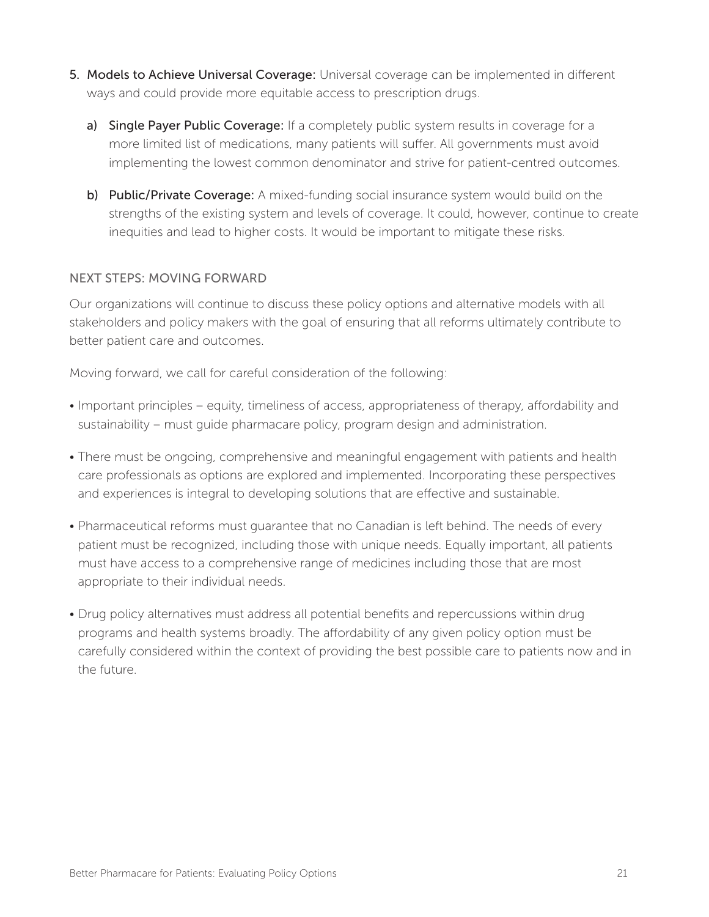5. **Models to Achieve Universal Coverage:** Universal coverage can be implemented in different ways and could provide more equitable access to prescription drugs.

   a) **Single Payer Public Coverage:** If a completely public system results in coverage for a more limited list of medications, many patients will suffer. All governments must avoid implementing the lowest common denominator and strive for patient-centred outcomes.

   b) **Public/Private Coverage:** A mixed-funding social insurance system would build on the strengths of the existing system and levels of coverage. It could, however, continue to create inequities and lead to higher costs. It would be important to mitigate these risks.

## NEXT STEPS: MOVING FORWARD

Our organizations will continue to discuss these policy options and alternative models with all stakeholders and policy makers with the goal of ensuring that all reforms ultimately contribute to better patient care and outcomes.

Moving forward, we call for careful consideration of the following:

- Important principles – equity, timeliness of access, appropriateness of therapy, affordability and sustainability – must guide pharmacare policy, program design and administration.
- There must be ongoing, comprehensive and meaningful engagement with patients and health care professionals as options are explored and implemented. Incorporating these perspectives and experiences is integral to developing solutions that are effective and sustainable.
- Pharmaceutical reforms must guarantee that no Canadian is left behind. The needs of every patient must be recognized, including those with unique needs. Equally important, all patients must have access to a comprehensive range of medicines including those that are most appropriate to their individual needs.
- Drug policy alternatives must address all potential benefits and repercussions within drug programs and health systems broadly. The affordability of any given policy option must be carefully considered within the context of providing the best possible care to patients now and in the future.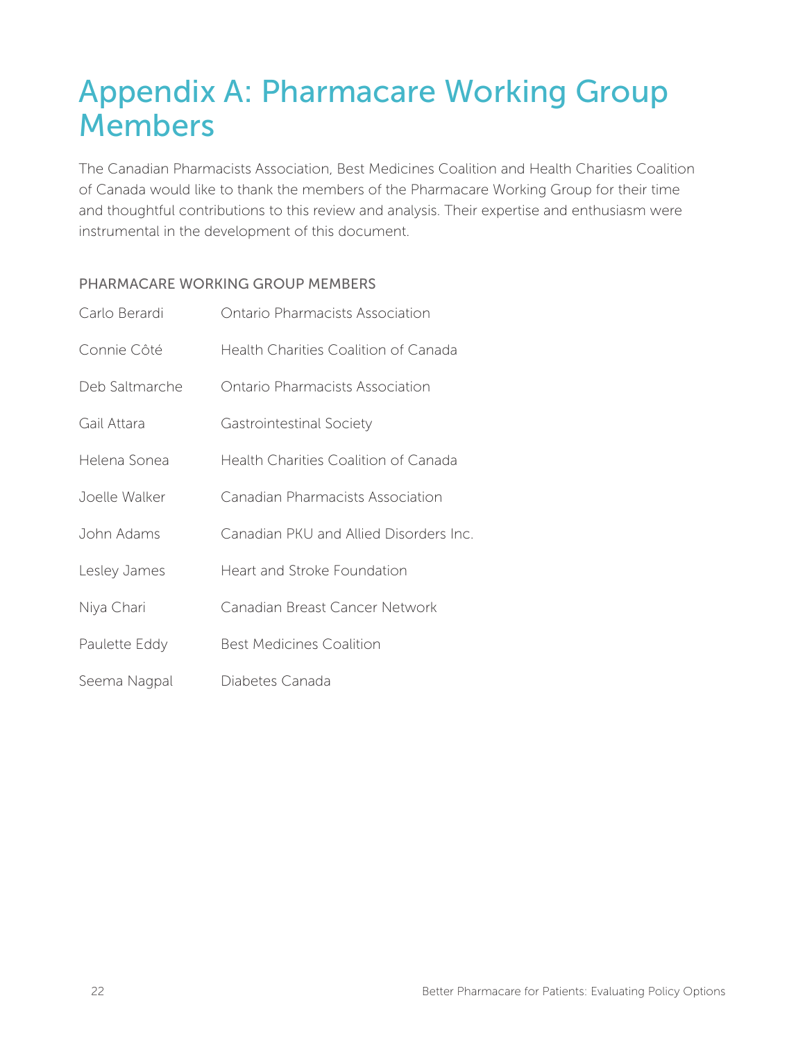# Appendix A: Pharmacare Working Group Members

The Canadian Pharmacists Association, Best Medicines Coalition and Health Charities Coalition of Canada would like to thank the members of the Pharmacare Working Group for their time and thoughtful contributions to this review and analysis. Their expertise and enthusiasm were instrumental in the development of this document.

## PHARMACARE WORKING GROUP MEMBERS

| | |
|---|---|
| Carlo Berardi | Ontario Pharmacists Association |
| Connie Côté | Health Charities Coalition of Canada |
| Deb Saltmarche | Ontario Pharmacists Association |
| Gail Attara | Gastrointestinal Society |
| Helena Sonea | Health Charities Coalition of Canada |
| Joelle Walker | Canadian Pharmacists Association |
| John Adams | Canadian PKU and Allied Disorders Inc. |
| Lesley James | Heart and Stroke Foundation |
| Niya Chari | Canadian Breast Cancer Network |
| Paulette Eddy | Best Medicines Coalition |
| Seema Nagpal | Diabetes Canada |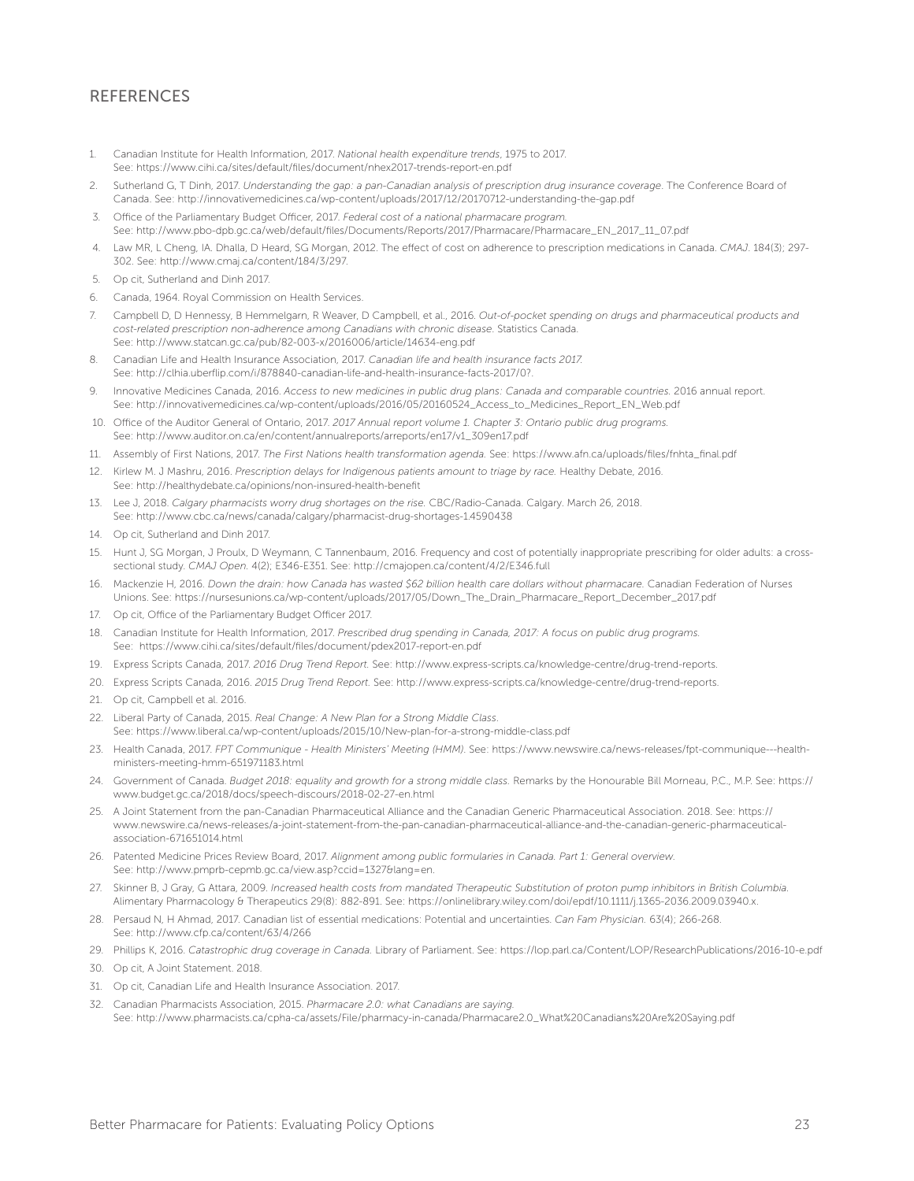## REFERENCES

1. Canadian Institute for Health Information, 2017. *National health expenditure trends*, 1975 to 2017. See: https://www.cihi.ca/sites/default/files/document/nhex2017-trends-report-en.pdf
2. Sutherland G, T Dinh, 2017. *Understanding the gap: a pan-Canadian analysis of prescription drug insurance coverage*. The Conference Board of Canada. See: http://innovativemedicines.ca/wp-content/uploads/2017/12/20170712-understanding-the-gap.pdf
3. Office of the Parliamentary Budget Officer, 2017. *Federal cost of a national pharmacare program*. See: http://www.pbo-dpb.gc.ca/web/default/files/Documents/Reports/2017/Pharmacare/Pharmacare_EN_2017_11_07.pdf
4. Law MR, L Cheng, IA. Dhalla, D Heard, SG Morgan, 2012. The effect of cost on adherence to prescription medications in Canada. *CMAJ*. 184(3); 297-302. See: http://www.cmaj.ca/content/184/3/297.
5. Op cit, Sutherland and Dinh 2017.
6. Canada, 1964. Royal Commission on Health Services.
7. Campbell D, D Hennessy, B Hemmelgarn, R Weaver, D Campbell, et al., 2016. *Out-of-pocket spending on drugs and pharmaceutical products and cost-related prescription non-adherence among Canadians with chronic disease*. Statistics Canada. See: http://www.statcan.gc.ca/pub/82-003-x/2016006/article/14634-eng.pdf
8. Canadian Life and Health Insurance Association, 2017. *Canadian life and health insurance facts 2017.* See: http://clhia.uberflip.com/i/878840-canadian-life-and-health-insurance-facts-2017/0?.
9. Innovative Medicines Canada, 2016. *Access to new medicines in public drug plans: Canada and comparable countries*. 2016 annual report. See: http://innovativemedicines.ca/wp-content/uploads/2016/05/20160524_Access_to_Medicines_Report_EN_Web.pdf
10. Office of the Auditor General of Ontario, 2017. *2017 Annual report volume 1. Chapter 3: Ontario public drug programs*. See: http://www.auditor.on.ca/en/content/annualreports/arreports/en17/v1_309en17.pdf
11. Assembly of First Nations, 2017. *The First Nations health transformation agenda*. See: https://www.afn.ca/uploads/files/fnhta_final.pdf
12. Kirlew M. J Mashru, 2016. *Prescription delays for Indigenous patients amount to triage by race*. Healthy Debate, 2016. See: http://healthydebate.ca/opinions/non-insured-health-benefit
13. Lee J, 2018. *Calgary pharmacists worry drug shortages on the rise*. CBC/Radio-Canada. Calgary. March 26, 2018. See: http://www.cbc.ca/news/canada/calgary/pharmacist-drug-shortages-1.4590438
14. Op cit, Sutherland and Dinh 2017.
15. Hunt J, SG Morgan, J Proulx, D Weymann, C Tannenbaum, 2016. Frequency and cost of potentially inappropriate prescribing for older adults: a cross-sectional study. *CMAJ Open*. 4(2); E346-E351. See: http://cmajopen.ca/content/4/2/E346.full
16. Mackenzie H, 2016. *Down the drain: how Canada has wasted $62 billion health care dollars without pharmacare*. Canadian Federation of Nurses Unions. See: https://nursesunions.ca/wp-content/uploads/2017/05/Down_The_Drain_Pharmacare_Report_December_2017.pdf
17. Op cit, Office of the Parliamentary Budget Officer 2017.
18. Canadian Institute for Health Information, 2017. *Prescribed drug spending in Canada, 2017: A focus on public drug programs*. See: https://www.cihi.ca/sites/default/files/document/pdex2017-report-en.pdf
19. Express Scripts Canada, 2017. *2016 Drug Trend Report*. See: http://www.express-scripts.ca/knowledge-centre/drug-trend-reports.
20. Express Scripts Canada, 2016. *2015 Drug Trend Report*. See: http://www.express-scripts.ca/knowledge-centre/drug-trend-reports.
21. Op cit, Campbell et al. 2016.
22. Liberal Party of Canada, 2015. *Real Change: A New Plan for a Strong Middle Class*. See: https://www.liberal.ca/wp-content/uploads/2015/10/New-plan-for-a-strong-middle-class.pdf
23. Health Canada, 2017. *FPT Communique - Health Ministers' Meeting (HMM)*. See: https://www.newswire.ca/news-releases/fpt-communique---health-ministers-meeting-hmm-651971183.html
24. Government of Canada. *Budget 2018: equality and growth for a strong middle class*. Remarks by the Honourable Bill Morneau, P.C., M.P. See: https://www.budget.gc.ca/2018/docs/speech-discours/2018-02-27-en.html
25. A Joint Statement from the pan-Canadian Pharmaceutical Alliance and the Canadian Generic Pharmaceutical Association. 2018. See: https://www.newswire.ca/news-releases/a-joint-statement-from-the-pan-canadian-pharmaceutical-alliance-and-the-canadian-generic-pharmaceutical-association-671651014.html
26. Patented Medicine Prices Review Board, 2017. *Alignment among public formularies in Canada. Part 1: General overview*. See: http://www.pmprb-cepmb.gc.ca/view.asp?ccid=1327&lang=en.
27. Skinner B, J Gray, G Attara, 2009. *Increased health costs from mandated Therapeutic Substitution of proton pump inhibitors in British Columbia*. Alimentary Pharmacology & Therapeutics 29(8): 882-891. See: https://onlinelibrary.wiley.com/doi/epdf/10.1111/j.1365-2036.2009.03940.x.
28. Persaud N, H Ahmad, 2017. Canadian list of essential medications: Potential and uncertainties. *Can Fam Physician*. 63(4); 266-268. See: http://www.cfp.ca/content/63/4/266
29. Phillips K, 2016. *Catastrophic drug coverage in Canada*. Library of Parliament. See: https://lop.parl.ca/Content/LOP/ResearchPublications/2016-10-e.pdf
30. Op cit, A Joint Statement. 2018.
31. Op cit, Canadian Life and Health Insurance Association. 2017.
32. Canadian Pharmacists Association, 2015. *Pharmacare 2.0: what Canadians are saying*. See: http://www.pharmacists.ca/cpha-ca/assets/File/pharmacy-in-canada/Pharmacare2.0_What%20Canadians%20Are%20Saying.pdf